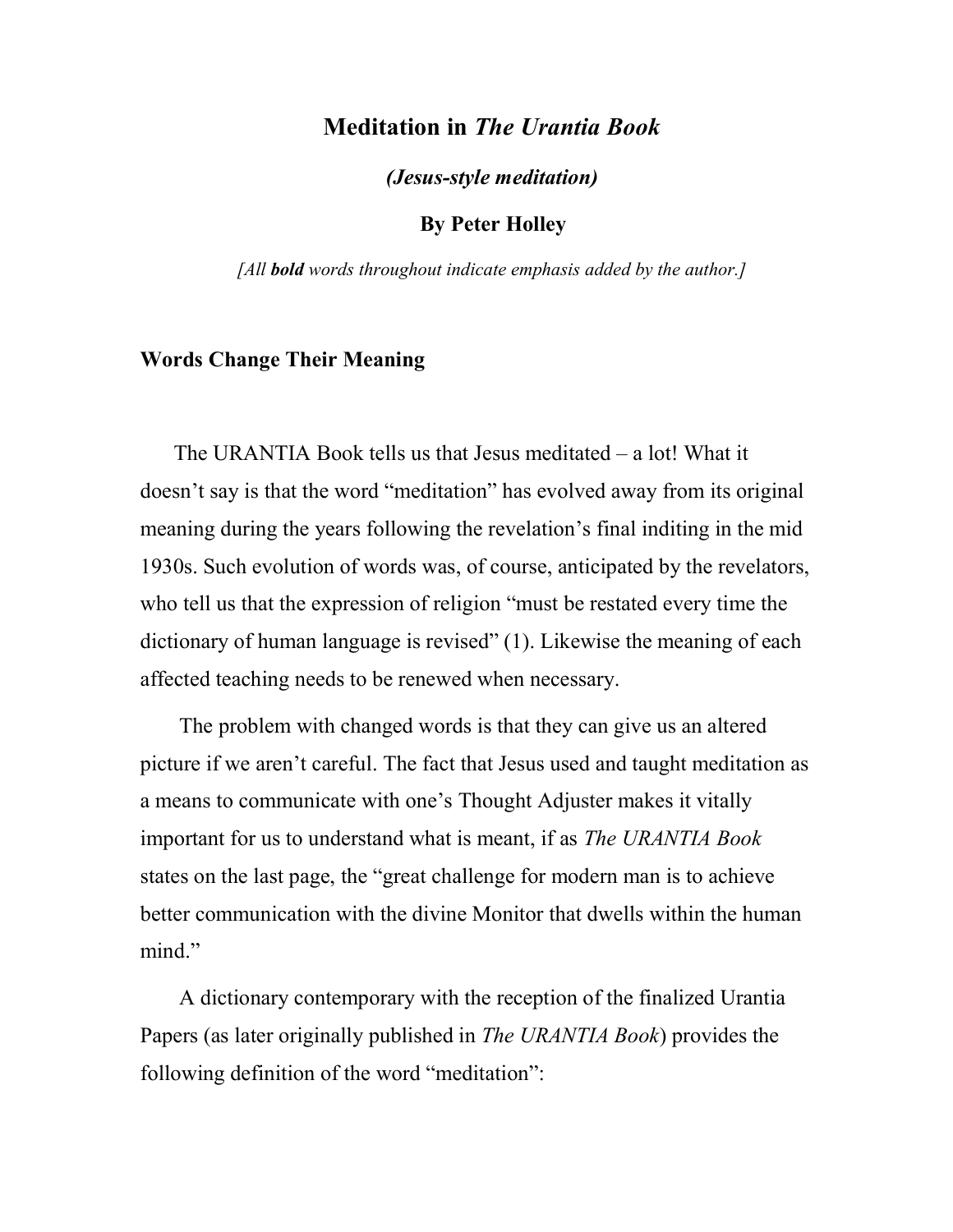# Meditation in *The Urantia Book*

***(Jesus-style meditation)***

**By Peter Holley**

*[All **bold** words throughout indicate emphasis added by the author.]*

## Words Change Their Meaning

The URANTIA Book tells us that Jesus meditated – a lot! What it doesn't say is that the word "meditation" has evolved away from its original meaning during the years following the revelation's final inditing in the mid 1930s. Such evolution of words was, of course, anticipated by the revelators, who tell us that the expression of religion "must be restated every time the dictionary of human language is revised" (1). Likewise the meaning of each affected teaching needs to be renewed when necessary.

The problem with changed words is that they can give us an altered picture if we aren't careful. The fact that Jesus used and taught meditation as a means to communicate with one's Thought Adjuster makes it vitally important for us to understand what is meant, if as *The URANTIA Book* states on the last page, the "great challenge for modern man is to achieve better communication with the divine Monitor that dwells within the human mind."

A dictionary contemporary with the reception of the finalized Urantia Papers (as later originally published in *The URANTIA Book*) provides the following definition of the word "meditation":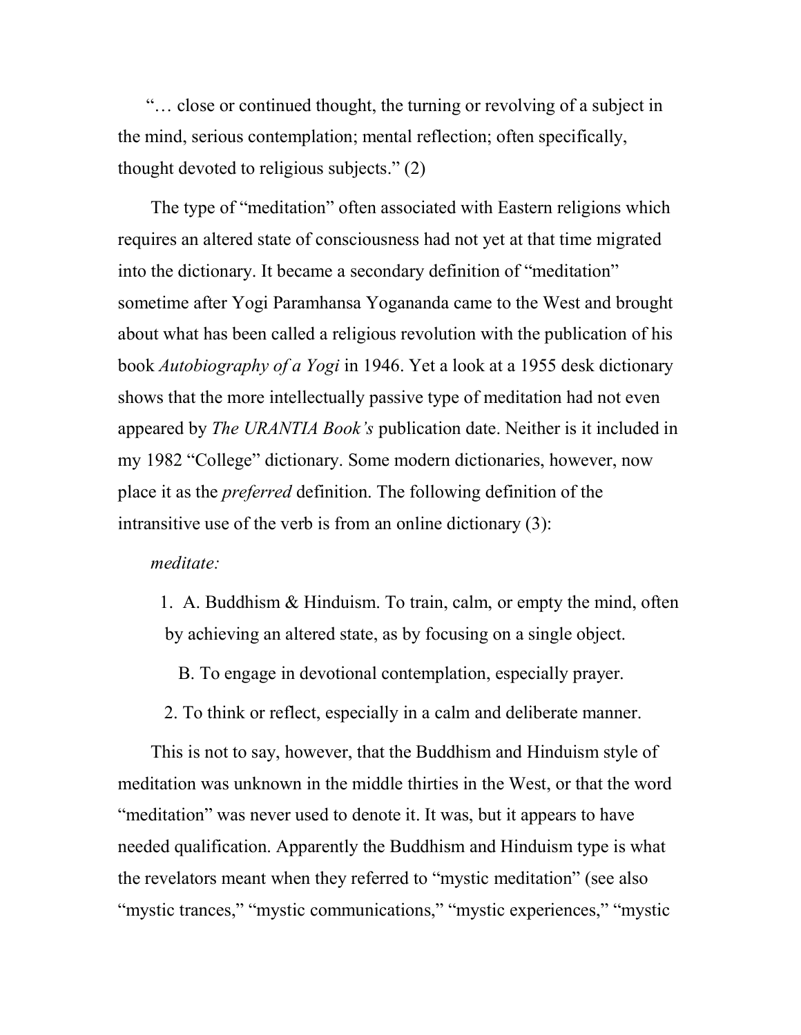"… close or continued thought, the turning or revolving of a subject in the mind, serious contemplation; mental reflection; often specifically, thought devoted to religious subjects." (2)

The type of "meditation" often associated with Eastern religions which requires an altered state of consciousness had not yet at that time migrated into the dictionary. It became a secondary definition of "meditation" sometime after Yogi Paramhansa Yogananda came to the West and brought about what has been called a religious revolution with the publication of his book *Autobiography of a Yogi* in 1946. Yet a look at a 1955 desk dictionary shows that the more intellectually passive type of meditation had not even appeared by *The URANTIA Book's* publication date. Neither is it included in my 1982 "College" dictionary. Some modern dictionaries, however, now place it as the *preferred* definition. The following definition of the intransitive use of the verb is from an online dictionary (3):

*meditate:*

1. A. Buddhism & Hinduism. To train, calm, or empty the mind, often by achieving an altered state, as by focusing on a single object.

   B. To engage in devotional contemplation, especially prayer.

2. To think or reflect, especially in a calm and deliberate manner.

This is not to say, however, that the Buddhism and Hinduism style of meditation was unknown in the middle thirties in the West, or that the word "meditation" was never used to denote it. It was, but it appears to have needed qualification. Apparently the Buddhism and Hinduism type is what the revelators meant when they referred to "mystic meditation" (see also "mystic trances," "mystic communications," "mystic experiences," "mystic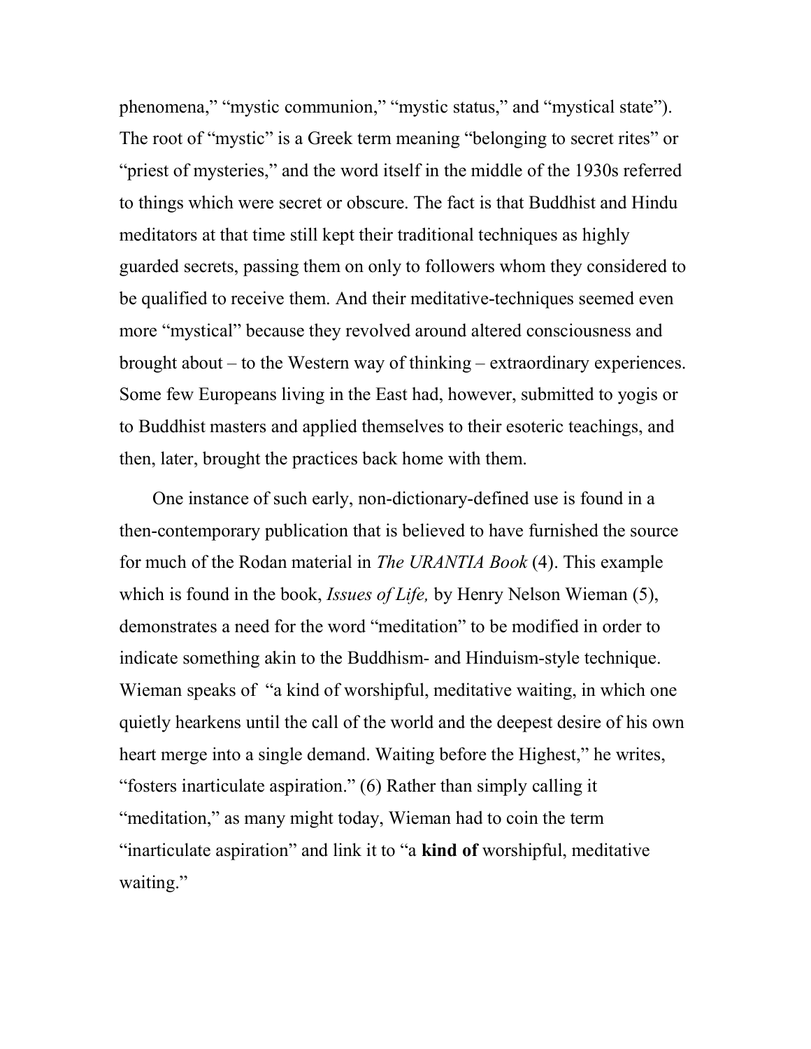phenomena," "mystic communion," "mystic status," and "mystical state"). The root of "mystic" is a Greek term meaning "belonging to secret rites" or "priest of mysteries," and the word itself in the middle of the 1930s referred to things which were secret or obscure. The fact is that Buddhist and Hindu meditators at that time still kept their traditional techniques as highly guarded secrets, passing them on only to followers whom they considered to be qualified to receive them. And their meditative-techniques seemed even more "mystical" because they revolved around altered consciousness and brought about – to the Western way of thinking – extraordinary experiences. Some few Europeans living in the East had, however, submitted to yogis or to Buddhist masters and applied themselves to their esoteric teachings, and then, later, brought the practices back home with them.

One instance of such early, non-dictionary-defined use is found in a then-contemporary publication that is believed to have furnished the source for much of the Rodan material in *The URANTIA Book* (4). This example which is found in the book, *Issues of Life,* by Henry Nelson Wieman (5), demonstrates a need for the word "meditation" to be modified in order to indicate something akin to the Buddhism- and Hinduism-style technique. Wieman speaks of "a kind of worshipful, meditative waiting, in which one quietly hearkens until the call of the world and the deepest desire of his own heart merge into a single demand. Waiting before the Highest," he writes, "fosters inarticulate aspiration." (6) Rather than simply calling it "meditation," as many might today, Wieman had to coin the term "inarticulate aspiration" and link it to "a **kind of** worshipful, meditative waiting."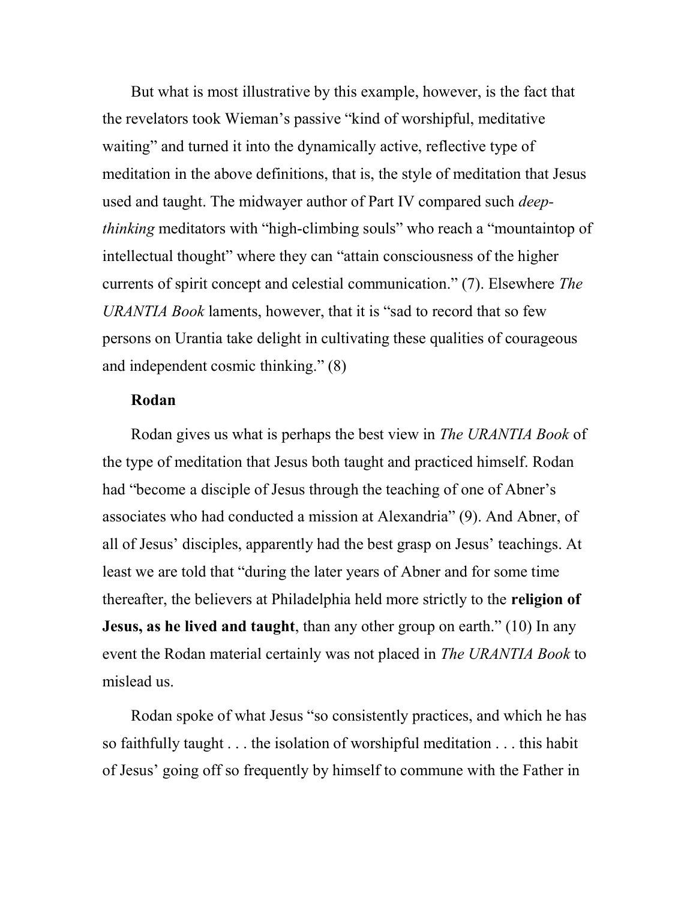But what is most illustrative by this example, however, is the fact that the revelators took Wieman's passive "kind of worshipful, meditative waiting" and turned it into the dynamically active, reflective type of meditation in the above definitions, that is, the style of meditation that Jesus used and taught. The midwayer author of Part IV compared such *deep-thinking* meditators with "high-climbing souls" who reach a "mountaintop of intellectual thought" where they can "attain consciousness of the higher currents of spirit concept and celestial communication." (7). Elsewhere *The URANTIA Book* laments, however, that it is "sad to record that so few persons on Urantia take delight in cultivating these qualities of courageous and independent cosmic thinking." (8)

**Rodan**

Rodan gives us what is perhaps the best view in *The URANTIA Book* of the type of meditation that Jesus both taught and practiced himself. Rodan had "become a disciple of Jesus through the teaching of one of Abner's associates who had conducted a mission at Alexandria" (9). And Abner, of all of Jesus' disciples, apparently had the best grasp on Jesus' teachings. At least we are told that "during the later years of Abner and for some time thereafter, the believers at Philadelphia held more strictly to the **religion of Jesus, as he lived and taught**, than any other group on earth." (10) In any event the Rodan material certainly was not placed in *The URANTIA Book* to mislead us.

Rodan spoke of what Jesus "so consistently practices, and which he has so faithfully taught . . . the isolation of worshipful meditation . . . this habit of Jesus' going off so frequently by himself to commune with the Father in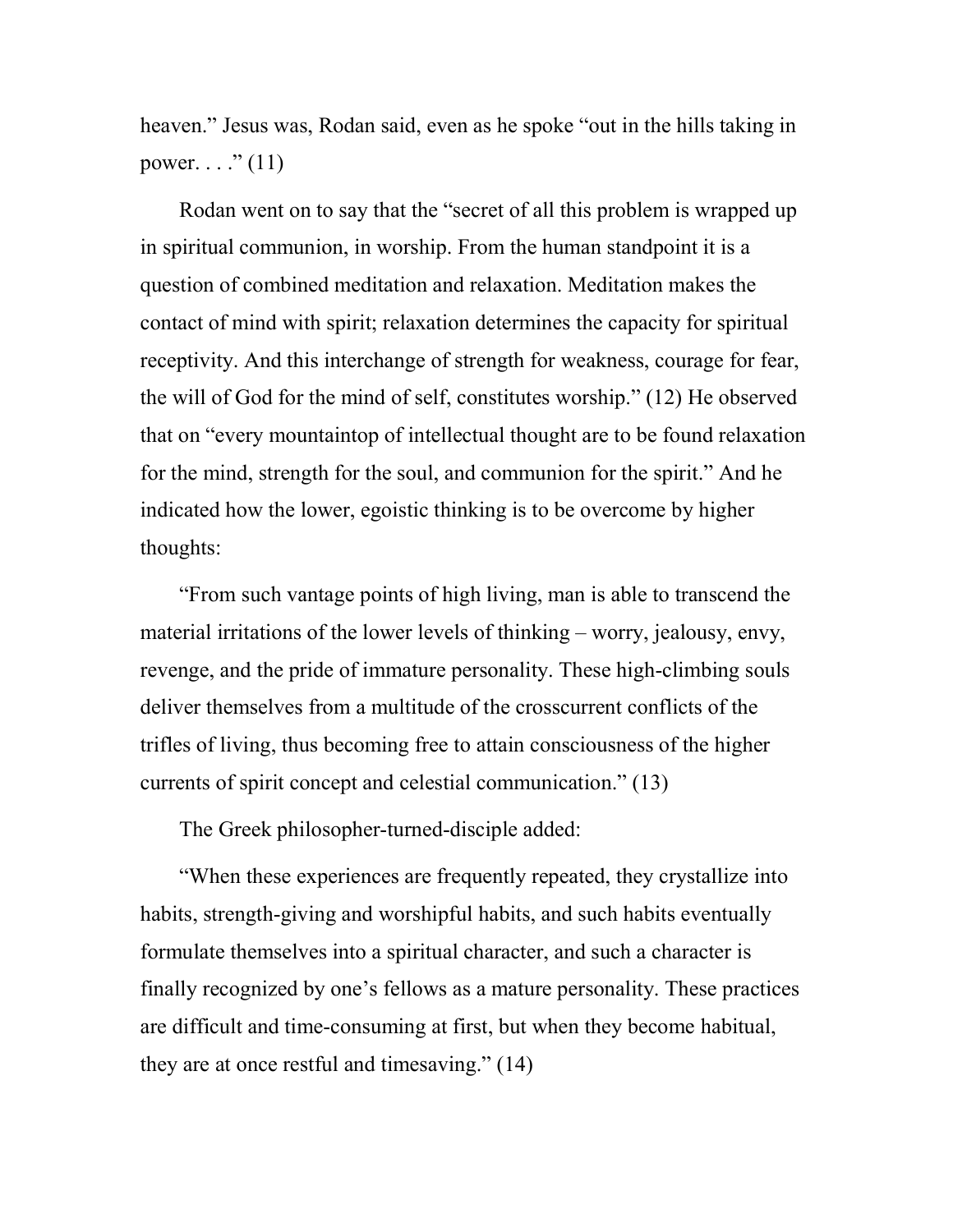heaven." Jesus was, Rodan said, even as he spoke "out in the hills taking in power. . . ." (11)

Rodan went on to say that the "secret of all this problem is wrapped up in spiritual communion, in worship. From the human standpoint it is a question of combined meditation and relaxation. Meditation makes the contact of mind with spirit; relaxation determines the capacity for spiritual receptivity. And this interchange of strength for weakness, courage for fear, the will of God for the mind of self, constitutes worship." (12) He observed that on "every mountaintop of intellectual thought are to be found relaxation for the mind, strength for the soul, and communion for the spirit." And he indicated how the lower, egoistic thinking is to be overcome by higher thoughts:

"From such vantage points of high living, man is able to transcend the material irritations of the lower levels of thinking – worry, jealousy, envy, revenge, and the pride of immature personality. These high-climbing souls deliver themselves from a multitude of the crosscurrent conflicts of the trifles of living, thus becoming free to attain consciousness of the higher currents of spirit concept and celestial communication." (13)

The Greek philosopher-turned-disciple added:

"When these experiences are frequently repeated, they crystallize into habits, strength-giving and worshipful habits, and such habits eventually formulate themselves into a spiritual character, and such a character is finally recognized by one's fellows as a mature personality. These practices are difficult and time-consuming at first, but when they become habitual, they are at once restful and timesaving." (14)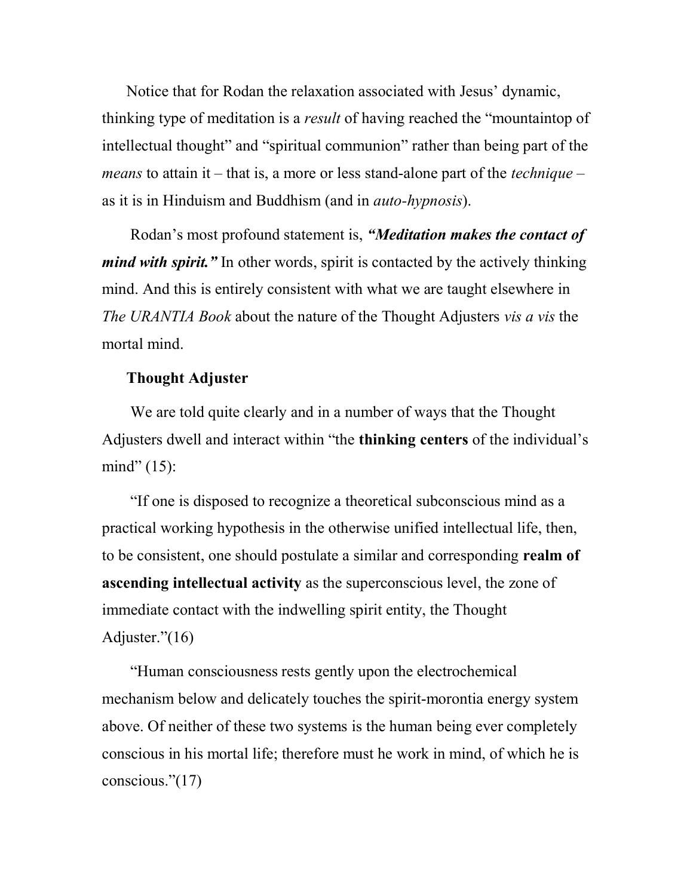Notice that for Rodan the relaxation associated with Jesus' dynamic, thinking type of meditation is a *result* of having reached the "mountaintop of intellectual thought" and "spiritual communion" rather than being part of the *means* to attain it – that is, a more or less stand-alone part of the *technique* – as it is in Hinduism and Buddhism (and in *auto-hypnosis*).

Rodan's most profound statement is, ***"Meditation makes the contact of mind with spirit."*** In other words, spirit is contacted by the actively thinking mind. And this is entirely consistent with what we are taught elsewhere in *The URANTIA Book* about the nature of the Thought Adjusters *vis a vis* the mortal mind.

**Thought Adjuster**

We are told quite clearly and in a number of ways that the Thought Adjusters dwell and interact within "the **thinking centers** of the individual's mind" (15):

"If one is disposed to recognize a theoretical subconscious mind as a practical working hypothesis in the otherwise unified intellectual life, then, to be consistent, one should postulate a similar and corresponding **realm of ascending intellectual activity** as the superconscious level, the zone of immediate contact with the indwelling spirit entity, the Thought Adjuster."(16)

"Human consciousness rests gently upon the electrochemical mechanism below and delicately touches the spirit-morontia energy system above. Of neither of these two systems is the human being ever completely conscious in his mortal life; therefore must he work in mind, of which he is conscious."(17)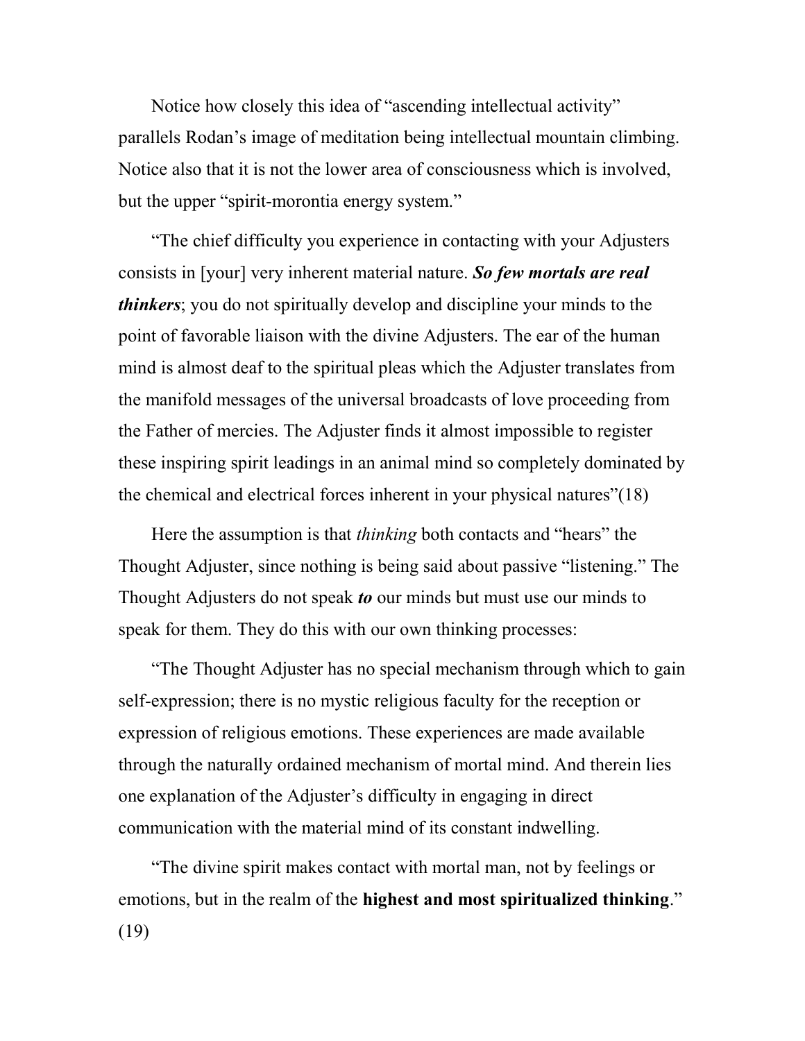Notice how closely this idea of "ascending intellectual activity" parallels Rodan's image of meditation being intellectual mountain climbing. Notice also that it is not the lower area of consciousness which is involved, but the upper "spirit-morontia energy system."

"The chief difficulty you experience in contacting with your Adjusters consists in [your] very inherent material nature. ***So few mortals are real thinkers***; you do not spiritually develop and discipline your minds to the point of favorable liaison with the divine Adjusters. The ear of the human mind is almost deaf to the spiritual pleas which the Adjuster translates from the manifold messages of the universal broadcasts of love proceeding from the Father of mercies. The Adjuster finds it almost impossible to register these inspiring spirit leadings in an animal mind so completely dominated by the chemical and electrical forces inherent in your physical natures"(18)

Here the assumption is that *thinking* both contacts and "hears" the Thought Adjuster, since nothing is being said about passive "listening." The Thought Adjusters do not speak ***to*** our minds but must use our minds to speak for them. They do this with our own thinking processes:

"The Thought Adjuster has no special mechanism through which to gain self-expression; there is no mystic religious faculty for the reception or expression of religious emotions. These experiences are made available through the naturally ordained mechanism of mortal mind. And therein lies one explanation of the Adjuster's difficulty in engaging in direct communication with the material mind of its constant indwelling.

"The divine spirit makes contact with mortal man, not by feelings or emotions, but in the realm of the **highest and most spiritualized thinking**." (19)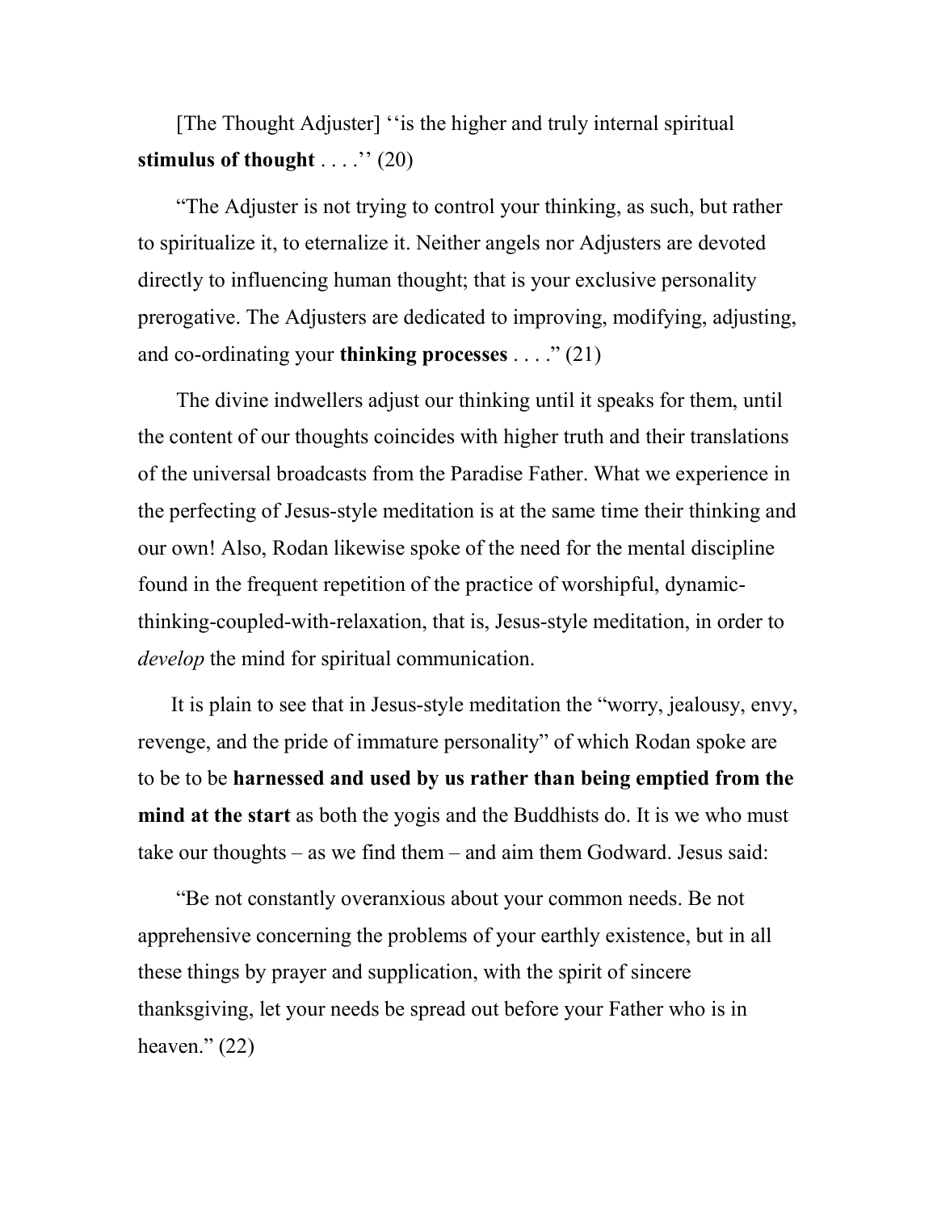[The Thought Adjuster] ''is the higher and truly internal spiritual **stimulus of thought** . . . .'' (20)

"The Adjuster is not trying to control your thinking, as such, but rather to spiritualize it, to eternalize it. Neither angels nor Adjusters are devoted directly to influencing human thought; that is your exclusive personality prerogative. The Adjusters are dedicated to improving, modifying, adjusting, and co-ordinating your **thinking processes** . . . ." (21)

The divine indwellers adjust our thinking until it speaks for them, until the content of our thoughts coincides with higher truth and their translations of the universal broadcasts from the Paradise Father. What we experience in the perfecting of Jesus-style meditation is at the same time their thinking and our own! Also, Rodan likewise spoke of the need for the mental discipline found in the frequent repetition of the practice of worshipful, dynamic-thinking-coupled-with-relaxation, that is, Jesus-style meditation, in order to *develop* the mind for spiritual communication.

It is plain to see that in Jesus-style meditation the "worry, jealousy, envy, revenge, and the pride of immature personality" of which Rodan spoke are to be to be **harnessed and used by us rather than being emptied from the mind at the start** as both the yogis and the Buddhists do. It is we who must take our thoughts – as we find them – and aim them Godward. Jesus said:

"Be not constantly overanxious about your common needs. Be not apprehensive concerning the problems of your earthly existence, but in all these things by prayer and supplication, with the spirit of sincere thanksgiving, let your needs be spread out before your Father who is in heaven." (22)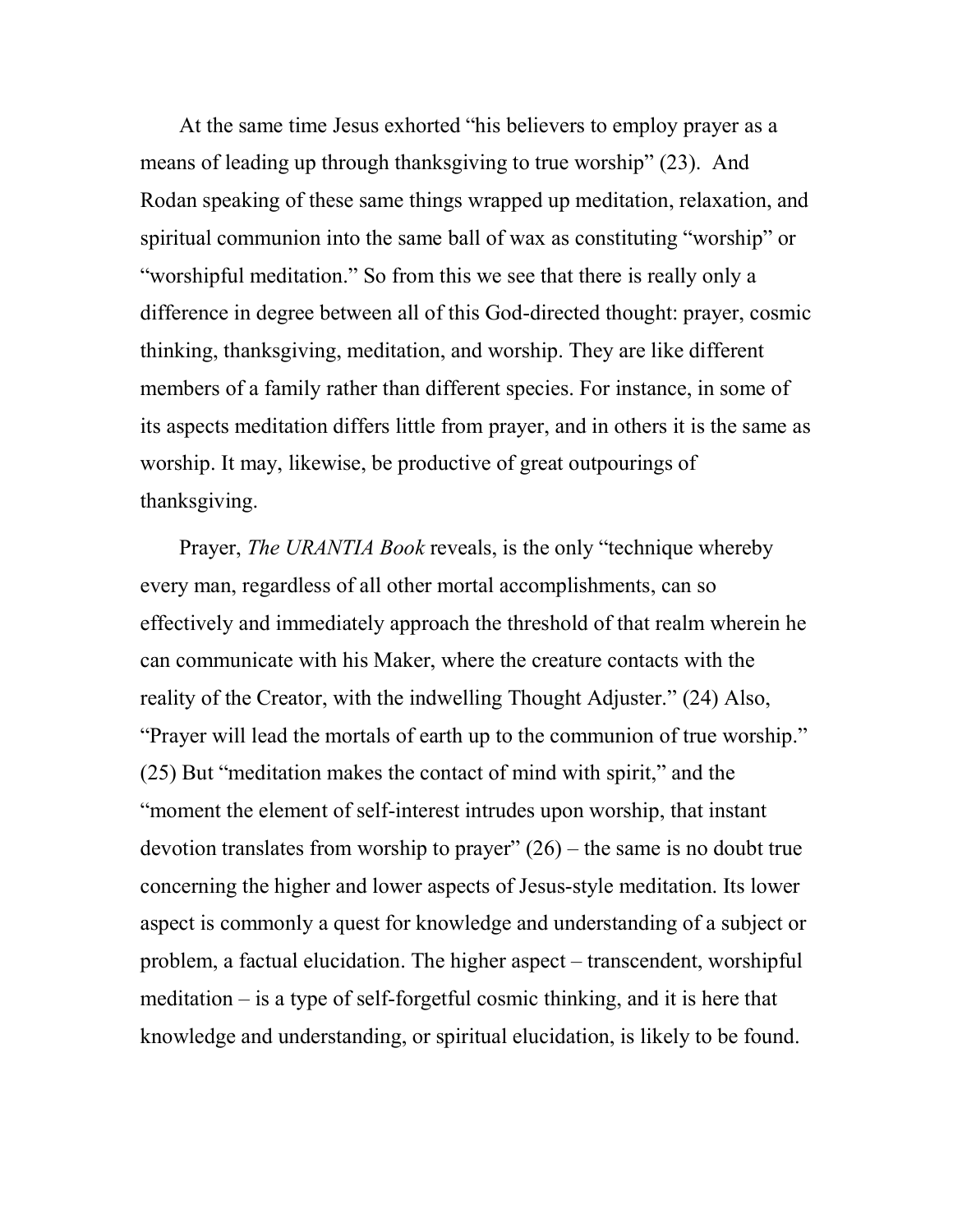At the same time Jesus exhorted "his believers to employ prayer as a means of leading up through thanksgiving to true worship" (23). And Rodan speaking of these same things wrapped up meditation, relaxation, and spiritual communion into the same ball of wax as constituting "worship" or "worshipful meditation." So from this we see that there is really only a difference in degree between all of this God-directed thought: prayer, cosmic thinking, thanksgiving, meditation, and worship. They are like different members of a family rather than different species. For instance, in some of its aspects meditation differs little from prayer, and in others it is the same as worship. It may, likewise, be productive of great outpourings of thanksgiving.

Prayer, *The URANTIA Book* reveals, is the only "technique whereby every man, regardless of all other mortal accomplishments, can so effectively and immediately approach the threshold of that realm wherein he can communicate with his Maker, where the creature contacts with the reality of the Creator, with the indwelling Thought Adjuster." (24) Also, "Prayer will lead the mortals of earth up to the communion of true worship." (25) But "meditation makes the contact of mind with spirit," and the "moment the element of self-interest intrudes upon worship, that instant devotion translates from worship to prayer" (26) – the same is no doubt true concerning the higher and lower aspects of Jesus-style meditation. Its lower aspect is commonly a quest for knowledge and understanding of a subject or problem, a factual elucidation. The higher aspect – transcendent, worshipful meditation – is a type of self-forgetful cosmic thinking, and it is here that knowledge and understanding, or spiritual elucidation, is likely to be found.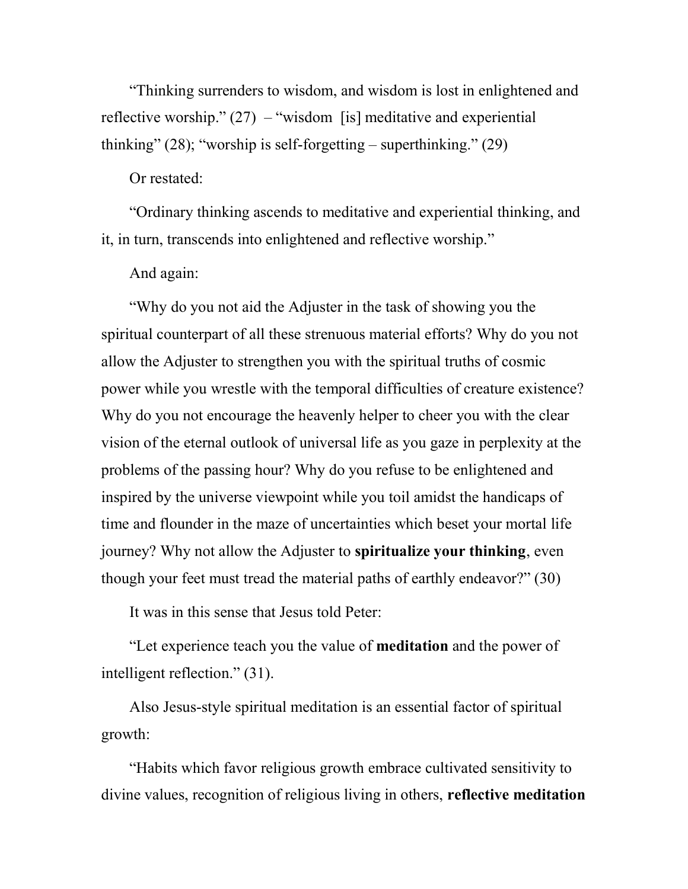"Thinking surrenders to wisdom, and wisdom is lost in enlightened and reflective worship." (27) – "wisdom [is] meditative and experiential thinking" (28); "worship is self-forgetting – superthinking." (29)

Or restated:

"Ordinary thinking ascends to meditative and experiential thinking, and it, in turn, transcends into enlightened and reflective worship."

And again:

"Why do you not aid the Adjuster in the task of showing you the spiritual counterpart of all these strenuous material efforts? Why do you not allow the Adjuster to strengthen you with the spiritual truths of cosmic power while you wrestle with the temporal difficulties of creature existence? Why do you not encourage the heavenly helper to cheer you with the clear vision of the eternal outlook of universal life as you gaze in perplexity at the problems of the passing hour? Why do you refuse to be enlightened and inspired by the universe viewpoint while you toil amidst the handicaps of time and flounder in the maze of uncertainties which beset your mortal life journey? Why not allow the Adjuster to **spiritualize your thinking**, even though your feet must tread the material paths of earthly endeavor?" (30)

It was in this sense that Jesus told Peter:

"Let experience teach you the value of **meditation** and the power of intelligent reflection." (31).

Also Jesus-style spiritual meditation is an essential factor of spiritual growth:

"Habits which favor religious growth embrace cultivated sensitivity to divine values, recognition of religious living in others, **reflective meditation**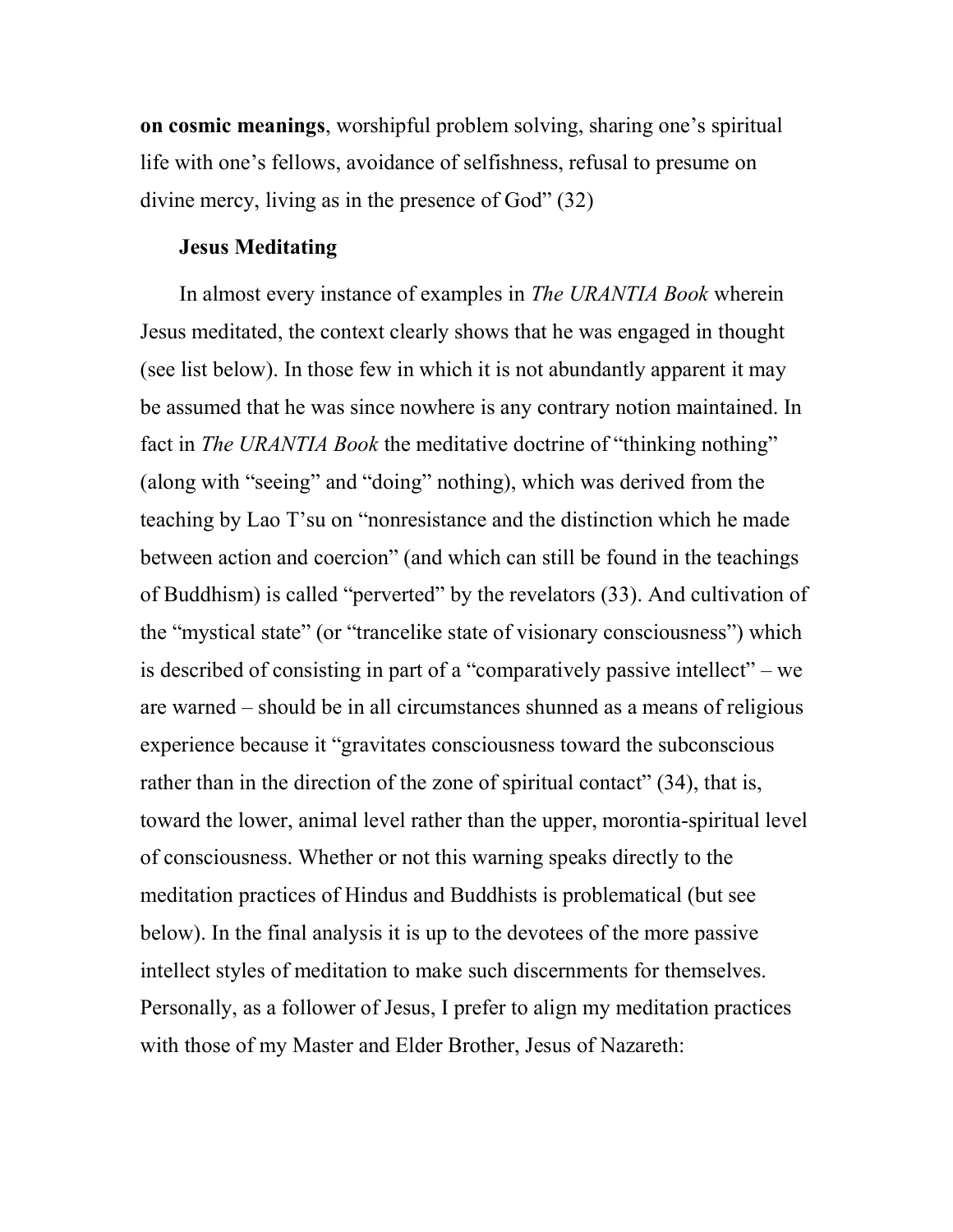**on cosmic meanings**, worshipful problem solving, sharing one's spiritual life with one's fellows, avoidance of selfishness, refusal to presume on divine mercy, living as in the presence of God" (32)

**Jesus Meditating**

In almost every instance of examples in *The URANTIA Book* wherein Jesus meditated, the context clearly shows that he was engaged in thought (see list below). In those few in which it is not abundantly apparent it may be assumed that he was since nowhere is any contrary notion maintained. In fact in *The URANTIA Book* the meditative doctrine of "thinking nothing" (along with "seeing" and "doing" nothing), which was derived from the teaching by Lao T'su on "nonresistance and the distinction which he made between action and coercion" (and which can still be found in the teachings of Buddhism) is called "perverted" by the revelators (33). And cultivation of the "mystical state" (or "trancelike state of visionary consciousness") which is described of consisting in part of a "comparatively passive intellect" – we are warned – should be in all circumstances shunned as a means of religious experience because it "gravitates consciousness toward the subconscious rather than in the direction of the zone of spiritual contact" (34), that is, toward the lower, animal level rather than the upper, morontia-spiritual level of consciousness. Whether or not this warning speaks directly to the meditation practices of Hindus and Buddhists is problematical (but see below). In the final analysis it is up to the devotees of the more passive intellect styles of meditation to make such discernments for themselves. Personally, as a follower of Jesus, I prefer to align my meditation practices with those of my Master and Elder Brother, Jesus of Nazareth: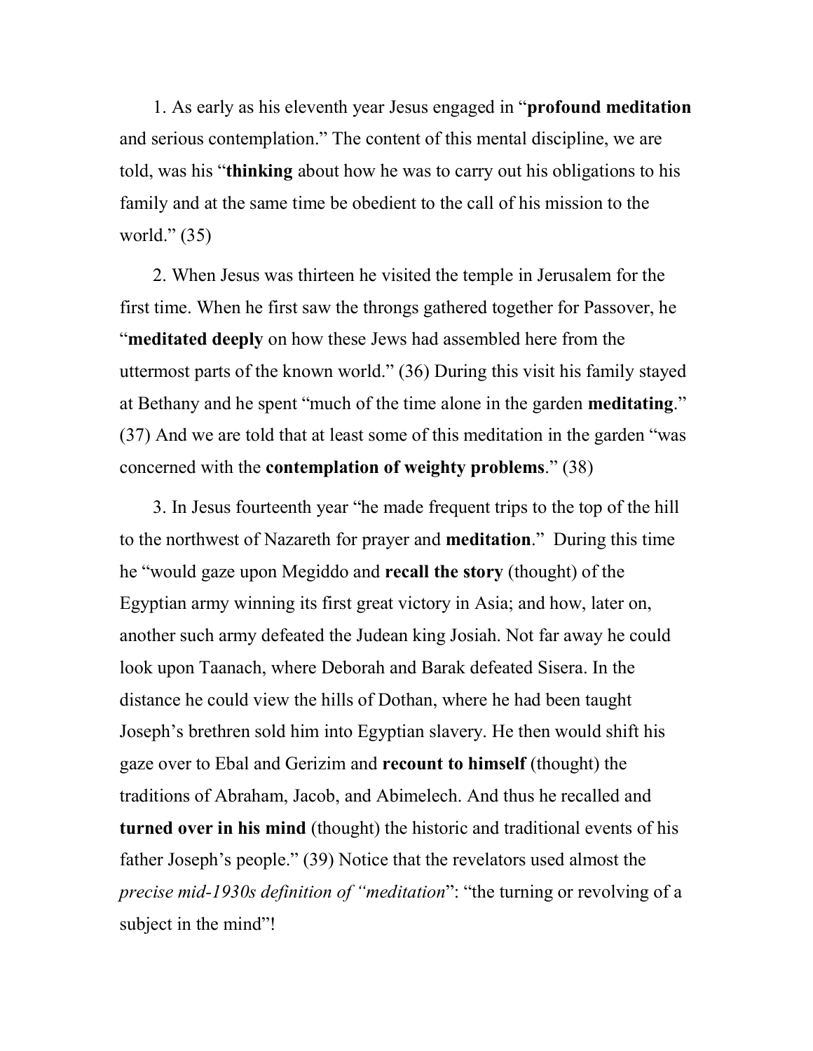1. As early as his eleventh year Jesus engaged in "**profound meditation** and serious contemplation." The content of this mental discipline, we are told, was his "**thinking** about how he was to carry out his obligations to his family and at the same time be obedient to the call of his mission to the world." (35)

2. When Jesus was thirteen he visited the temple in Jerusalem for the first time. When he first saw the throngs gathered together for Passover, he "**meditated deeply** on how these Jews had assembled here from the uttermost parts of the known world." (36) During this visit his family stayed at Bethany and he spent "much of the time alone in the garden **meditating**." (37) And we are told that at least some of this meditation in the garden "was concerned with the **contemplation of weighty problems**." (38)

3. In Jesus fourteenth year "he made frequent trips to the top of the hill to the northwest of Nazareth for prayer and **meditation**." During this time he "would gaze upon Megiddo and **recall the story** (thought) of the Egyptian army winning its first great victory in Asia; and how, later on, another such army defeated the Judean king Josiah. Not far away he could look upon Taanach, where Deborah and Barak defeated Sisera. In the distance he could view the hills of Dothan, where he had been taught Joseph's brethren sold him into Egyptian slavery. He then would shift his gaze over to Ebal and Gerizim and **recount to himself** (thought) the traditions of Abraham, Jacob, and Abimelech. And thus he recalled and **turned over in his mind** (thought) the historic and traditional events of his father Joseph's people." (39) Notice that the revelators used almost the *precise mid-1930s definition of "meditation"*: "the turning or revolving of a subject in the mind"!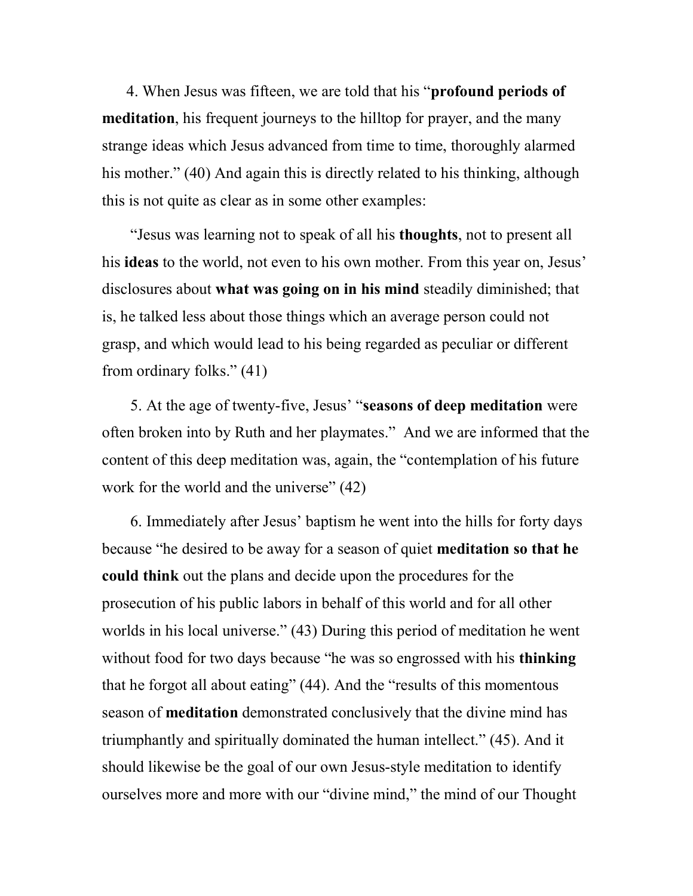4. When Jesus was fifteen, we are told that his "**profound periods of meditation**, his frequent journeys to the hilltop for prayer, and the many strange ideas which Jesus advanced from time to time, thoroughly alarmed his mother." (40) And again this is directly related to his thinking, although this is not quite as clear as in some other examples:

"Jesus was learning not to speak of all his **thoughts**, not to present all his **ideas** to the world, not even to his own mother. From this year on, Jesus' disclosures about **what was going on in his mind** steadily diminished; that is, he talked less about those things which an average person could not grasp, and which would lead to his being regarded as peculiar or different from ordinary folks." (41)

5. At the age of twenty-five, Jesus' "**seasons of deep meditation** were often broken into by Ruth and her playmates." And we are informed that the content of this deep meditation was, again, the "contemplation of his future work for the world and the universe" (42)

6. Immediately after Jesus' baptism he went into the hills for forty days because "he desired to be away for a season of quiet **meditation so that he could think** out the plans and decide upon the procedures for the prosecution of his public labors in behalf of this world and for all other worlds in his local universe." (43) During this period of meditation he went without food for two days because "he was so engrossed with his **thinking** that he forgot all about eating" (44). And the "results of this momentous season of **meditation** demonstrated conclusively that the divine mind has triumphantly and spiritually dominated the human intellect." (45). And it should likewise be the goal of our own Jesus-style meditation to identify ourselves more and more with our "divine mind," the mind of our Thought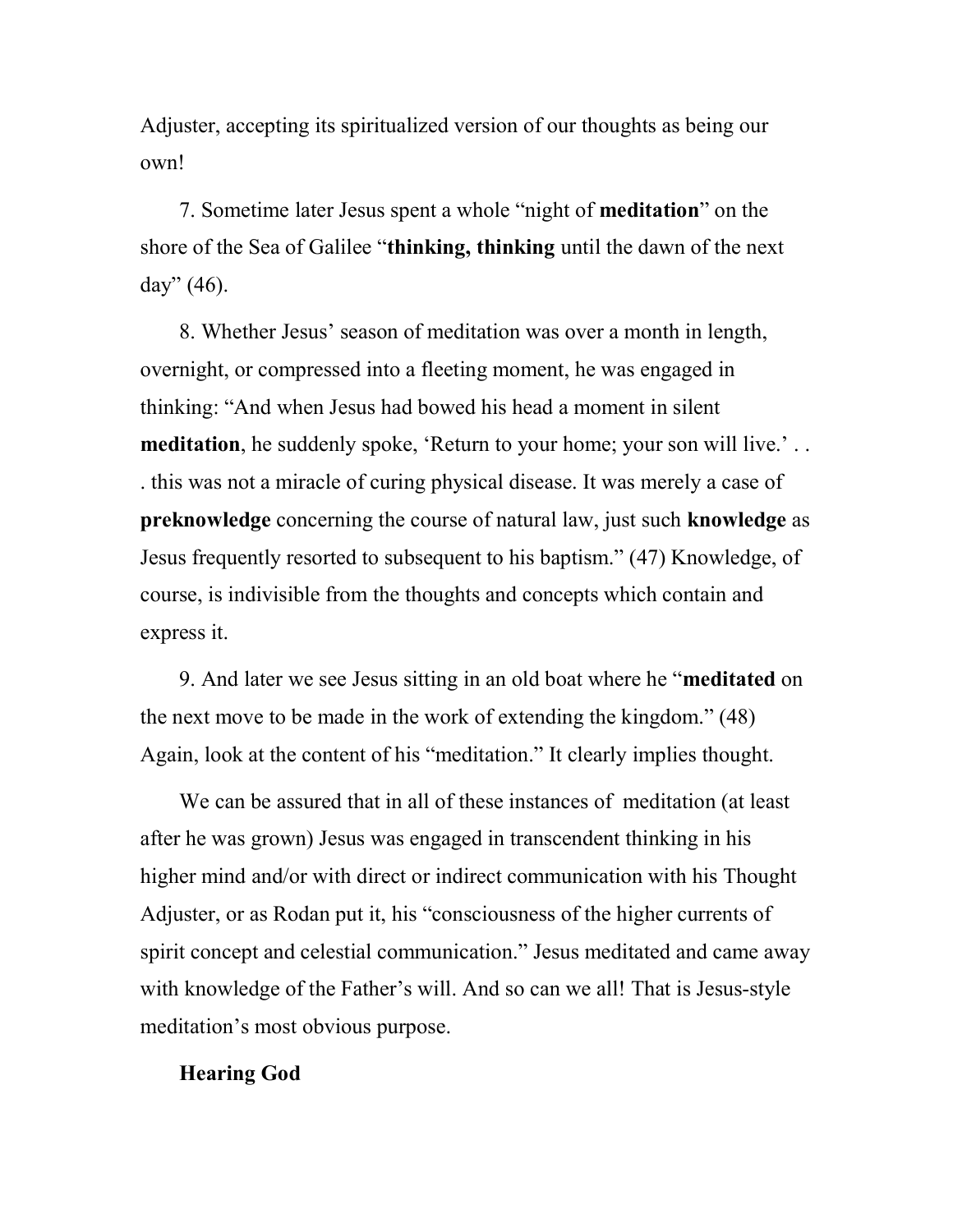Adjuster, accepting its spiritualized version of our thoughts as being our own!

7. Sometime later Jesus spent a whole "night of **meditation**" on the shore of the Sea of Galilee "**thinking, thinking** until the dawn of the next day" (46).

8. Whether Jesus' season of meditation was over a month in length, overnight, or compressed into a fleeting moment, he was engaged in thinking: "And when Jesus had bowed his head a moment in silent **meditation**, he suddenly spoke, 'Return to your home; your son will live.' . . . this was not a miracle of curing physical disease. It was merely a case of **preknowledge** concerning the course of natural law, just such **knowledge** as Jesus frequently resorted to subsequent to his baptism." (47) Knowledge, of course, is indivisible from the thoughts and concepts which contain and express it.

9. And later we see Jesus sitting in an old boat where he "**meditated** on the next move to be made in the work of extending the kingdom." (48) Again, look at the content of his "meditation." It clearly implies thought.

We can be assured that in all of these instances of meditation (at least after he was grown) Jesus was engaged in transcendent thinking in his higher mind and/or with direct or indirect communication with his Thought Adjuster, or as Rodan put it, his "consciousness of the higher currents of spirit concept and celestial communication." Jesus meditated and came away with knowledge of the Father's will. And so can we all! That is Jesus-style meditation's most obvious purpose.

**Hearing God**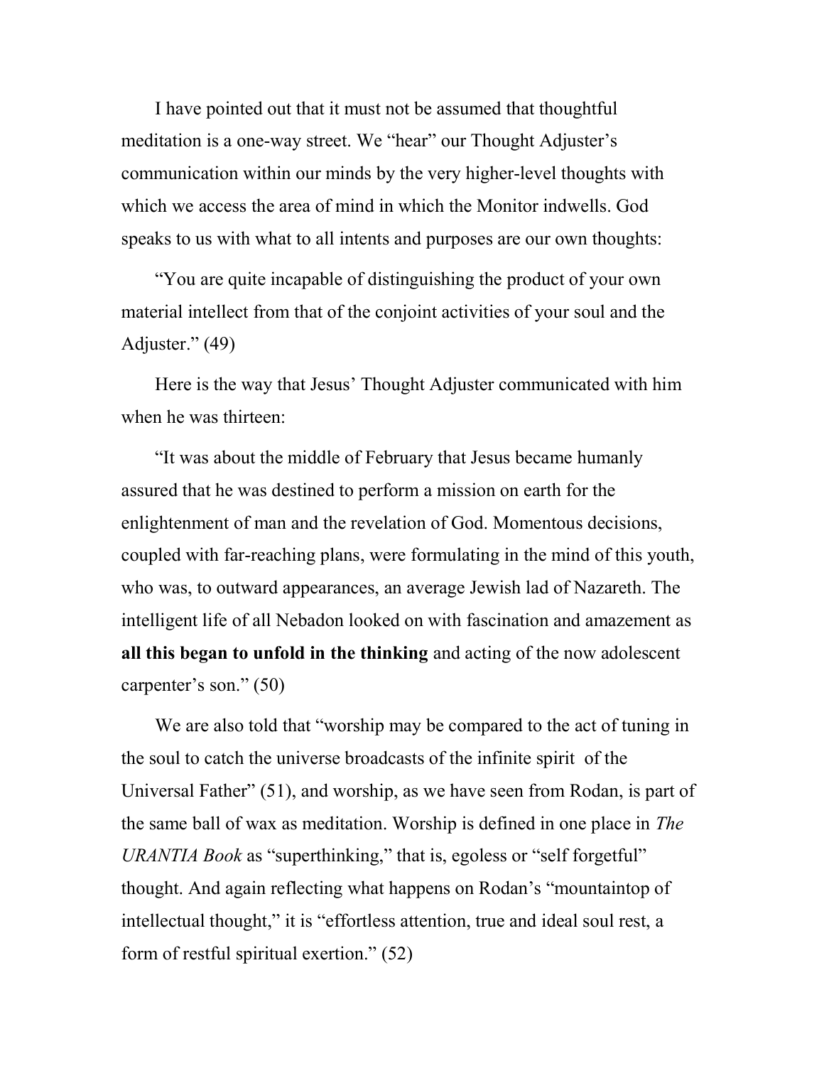I have pointed out that it must not be assumed that thoughtful meditation is a one-way street. We "hear" our Thought Adjuster's communication within our minds by the very higher-level thoughts with which we access the area of mind in which the Monitor indwells. God speaks to us with what to all intents and purposes are our own thoughts:

"You are quite incapable of distinguishing the product of your own material intellect from that of the conjoint activities of your soul and the Adjuster." (49)

Here is the way that Jesus' Thought Adjuster communicated with him when he was thirteen:

"It was about the middle of February that Jesus became humanly assured that he was destined to perform a mission on earth for the enlightenment of man and the revelation of God. Momentous decisions, coupled with far-reaching plans, were formulating in the mind of this youth, who was, to outward appearances, an average Jewish lad of Nazareth. The intelligent life of all Nebadon looked on with fascination and amazement as **all this began to unfold in the thinking** and acting of the now adolescent carpenter's son." (50)

We are also told that "worship may be compared to the act of tuning in the soul to catch the universe broadcasts of the infinite spirit of the Universal Father" (51), and worship, as we have seen from Rodan, is part of the same ball of wax as meditation. Worship is defined in one place in *The URANTIA Book* as "superthinking," that is, egoless or "self forgetful" thought. And again reflecting what happens on Rodan's "mountaintop of intellectual thought," it is "effortless attention, true and ideal soul rest, a form of restful spiritual exertion." (52)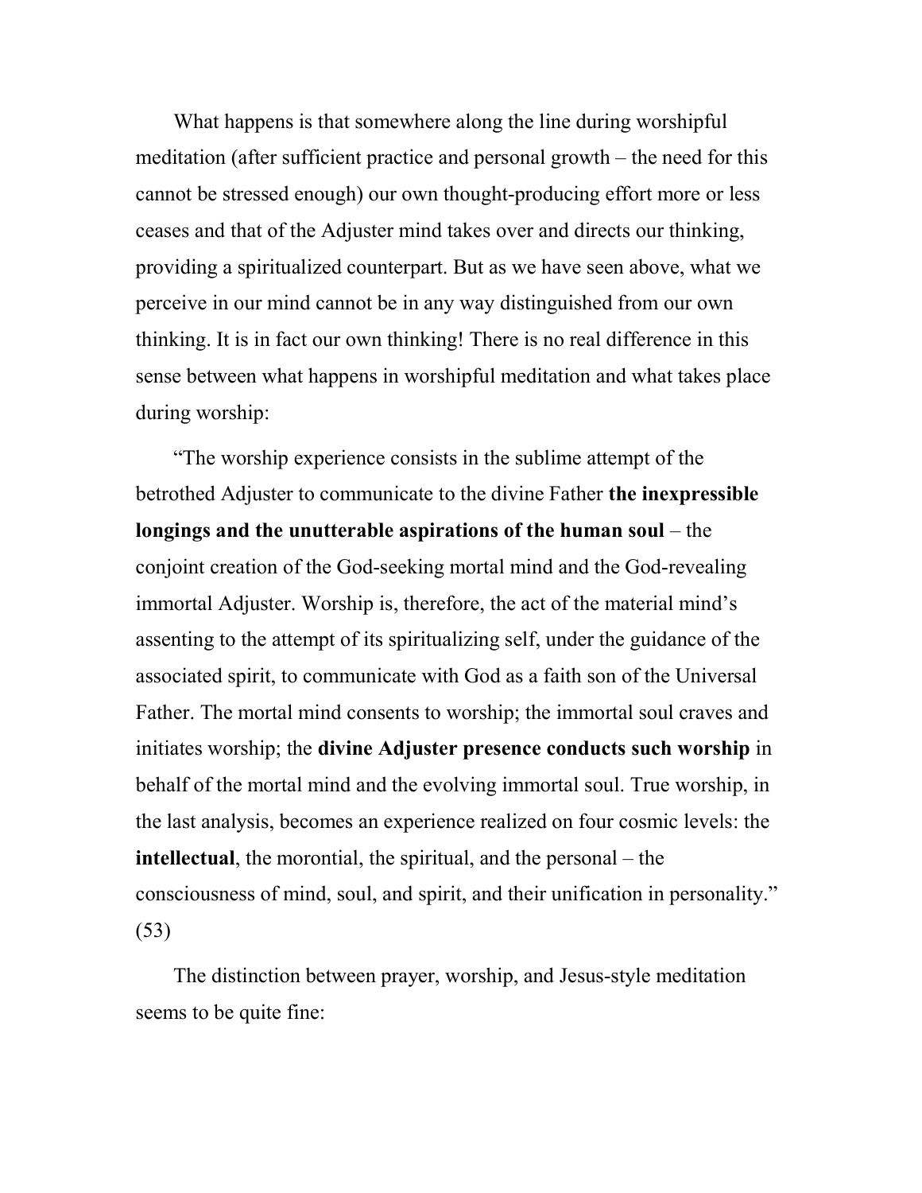What happens is that somewhere along the line during worshipful meditation (after sufficient practice and personal growth – the need for this cannot be stressed enough) our own thought-producing effort more or less ceases and that of the Adjuster mind takes over and directs our thinking, providing a spiritualized counterpart. But as we have seen above, what we perceive in our mind cannot be in any way distinguished from our own thinking. It is in fact our own thinking! There is no real difference in this sense between what happens in worshipful meditation and what takes place during worship:

"The worship experience consists in the sublime attempt of the betrothed Adjuster to communicate to the divine Father **the inexpressible longings and the unutterable aspirations of the human soul** – the conjoint creation of the God-seeking mortal mind and the God-revealing immortal Adjuster. Worship is, therefore, the act of the material mind's assenting to the attempt of its spiritualizing self, under the guidance of the associated spirit, to communicate with God as a faith son of the Universal Father. The mortal mind consents to worship; the immortal soul craves and initiates worship; the **divine Adjuster presence conducts such worship** in behalf of the mortal mind and the evolving immortal soul. True worship, in the last analysis, becomes an experience realized on four cosmic levels: the **intellectual**, the morontial, the spiritual, and the personal – the consciousness of mind, soul, and spirit, and their unification in personality." (53)

The distinction between prayer, worship, and Jesus-style meditation seems to be quite fine: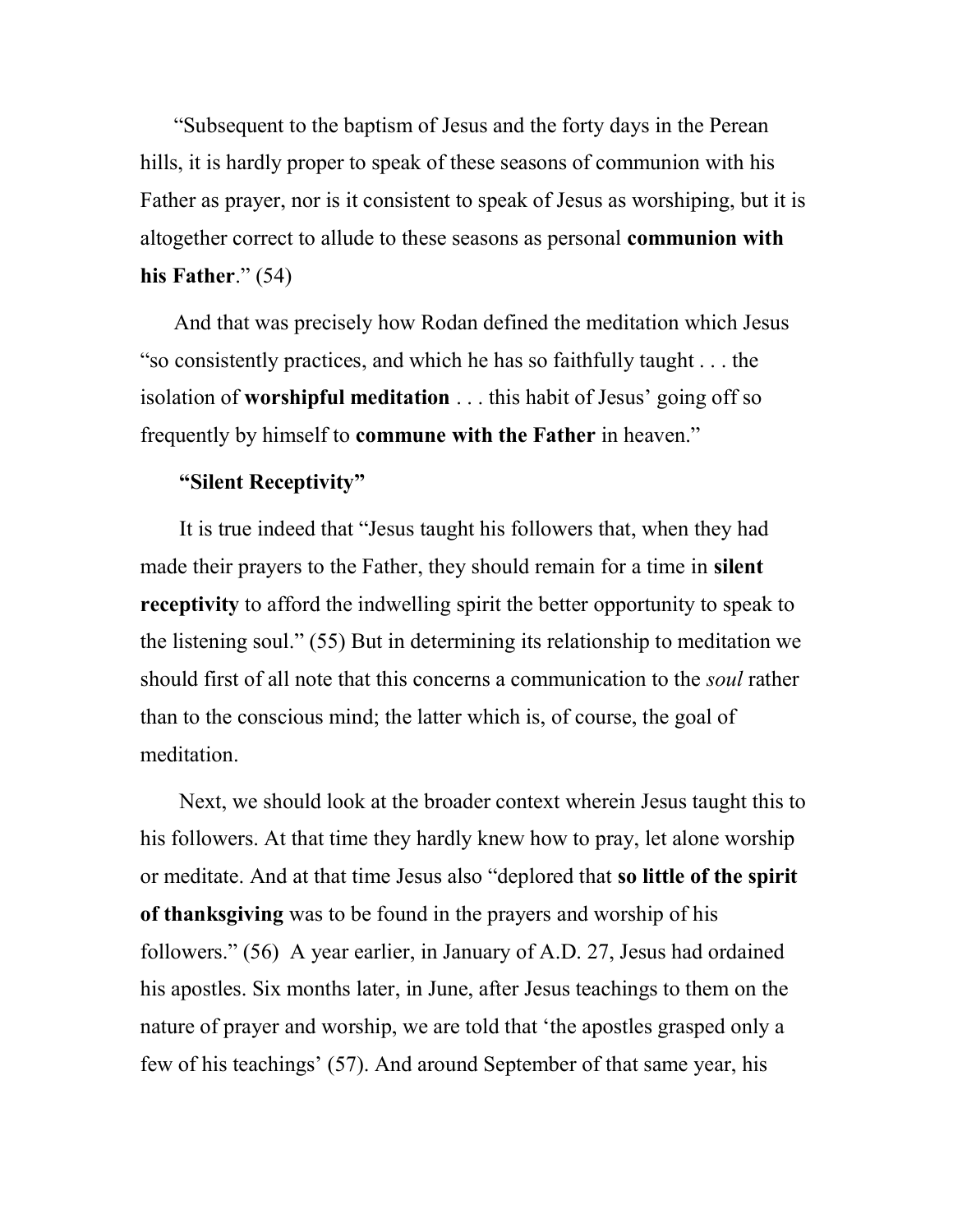"Subsequent to the baptism of Jesus and the forty days in the Perean hills, it is hardly proper to speak of these seasons of communion with his Father as prayer, nor is it consistent to speak of Jesus as worshiping, but it is altogether correct to allude to these seasons as personal **communion with his Father**." (54)

And that was precisely how Rodan defined the meditation which Jesus "so consistently practices, and which he has so faithfully taught . . . the isolation of **worshipful meditation** . . . this habit of Jesus' going off so frequently by himself to **commune with the Father** in heaven."

**"Silent Receptivity"**

It is true indeed that "Jesus taught his followers that, when they had made their prayers to the Father, they should remain for a time in **silent receptivity** to afford the indwelling spirit the better opportunity to speak to the listening soul." (55) But in determining its relationship to meditation we should first of all note that this concerns a communication to the *soul* rather than to the conscious mind; the latter which is, of course, the goal of meditation.

Next, we should look at the broader context wherein Jesus taught this to his followers. At that time they hardly knew how to pray, let alone worship or meditate. And at that time Jesus also "deplored that **so little of the spirit of thanksgiving** was to be found in the prayers and worship of his followers." (56) A year earlier, in January of A.D. 27, Jesus had ordained his apostles. Six months later, in June, after Jesus teachings to them on the nature of prayer and worship, we are told that 'the apostles grasped only a few of his teachings' (57). And around September of that same year, his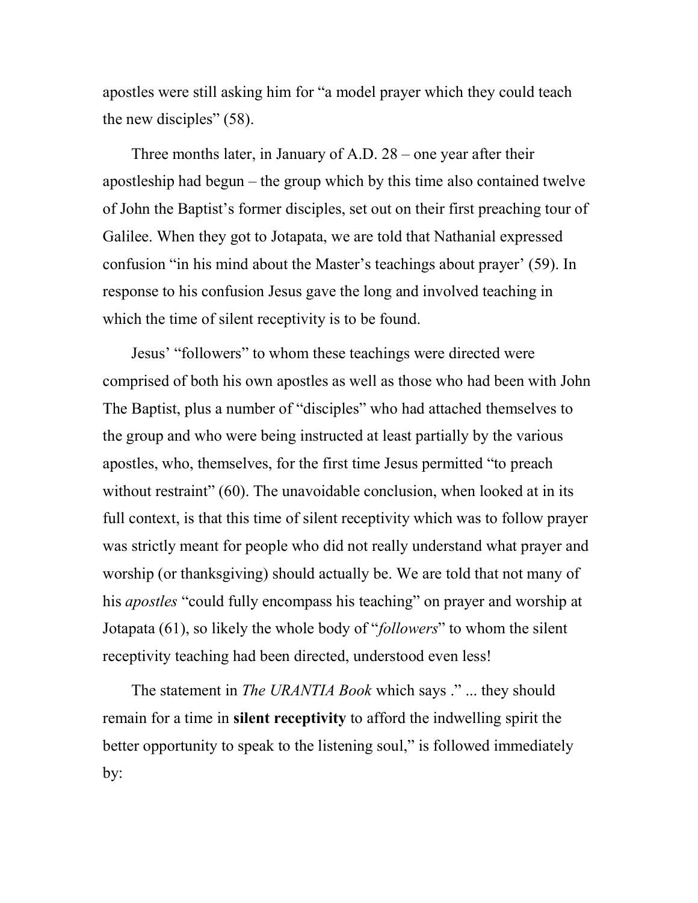apostles were still asking him for "a model prayer which they could teach the new disciples" (58).

Three months later, in January of A.D. 28 – one year after their apostleship had begun – the group which by this time also contained twelve of John the Baptist's former disciples, set out on their first preaching tour of Galilee. When they got to Jotapata, we are told that Nathanial expressed confusion "in his mind about the Master's teachings about prayer' (59). In response to his confusion Jesus gave the long and involved teaching in which the time of silent receptivity is to be found.

Jesus' "followers" to whom these teachings were directed were comprised of both his own apostles as well as those who had been with John The Baptist, plus a number of "disciples" who had attached themselves to the group and who were being instructed at least partially by the various apostles, who, themselves, for the first time Jesus permitted "to preach without restraint" (60). The unavoidable conclusion, when looked at in its full context, is that this time of silent receptivity which was to follow prayer was strictly meant for people who did not really understand what prayer and worship (or thanksgiving) should actually be. We are told that not many of his *apostles* "could fully encompass his teaching" on prayer and worship at Jotapata (61), so likely the whole body of "*followers*" to whom the silent receptivity teaching had been directed, understood even less!

The statement in *The URANTIA Book* which says ." ... they should remain for a time in **silent receptivity** to afford the indwelling spirit the better opportunity to speak to the listening soul," is followed immediately by: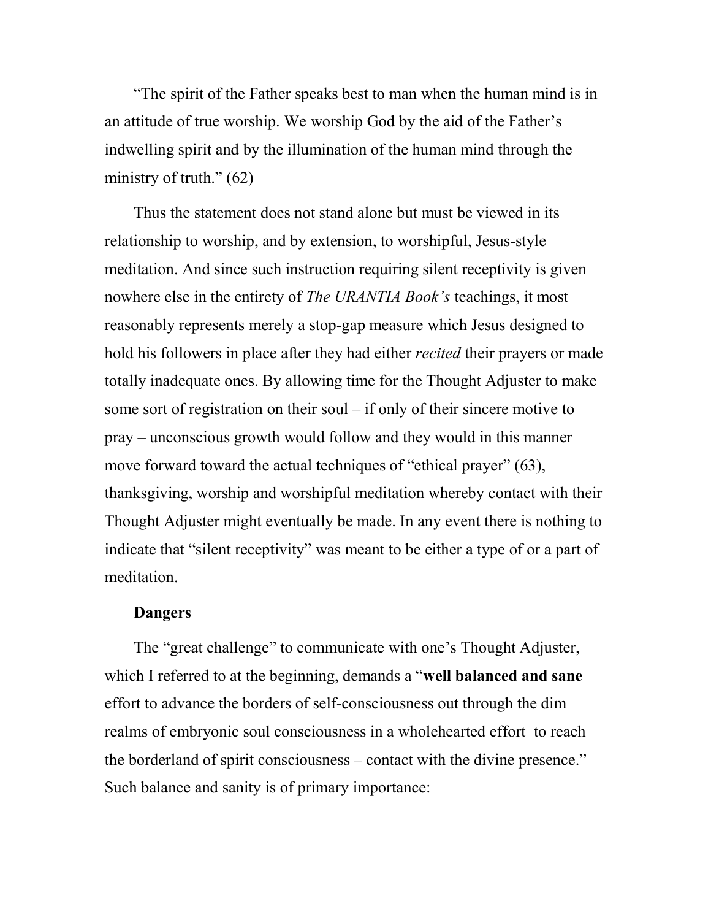"The spirit of the Father speaks best to man when the human mind is in an attitude of true worship. We worship God by the aid of the Father's indwelling spirit and by the illumination of the human mind through the ministry of truth." (62)

Thus the statement does not stand alone but must be viewed in its relationship to worship, and by extension, to worshipful, Jesus-style meditation. And since such instruction requiring silent receptivity is given nowhere else in the entirety of *The URANTIA Book's* teachings, it most reasonably represents merely a stop-gap measure which Jesus designed to hold his followers in place after they had either *recited* their prayers or made totally inadequate ones. By allowing time for the Thought Adjuster to make some sort of registration on their soul – if only of their sincere motive to pray – unconscious growth would follow and they would in this manner move forward toward the actual techniques of "ethical prayer" (63), thanksgiving, worship and worshipful meditation whereby contact with their Thought Adjuster might eventually be made. In any event there is nothing to indicate that "silent receptivity" was meant to be either a type of or a part of meditation.

**Dangers**

The "great challenge" to communicate with one's Thought Adjuster, which I referred to at the beginning, demands a "**well balanced and sane** effort to advance the borders of self-consciousness out through the dim realms of embryonic soul consciousness in a wholehearted effort to reach the borderland of spirit consciousness – contact with the divine presence." Such balance and sanity is of primary importance: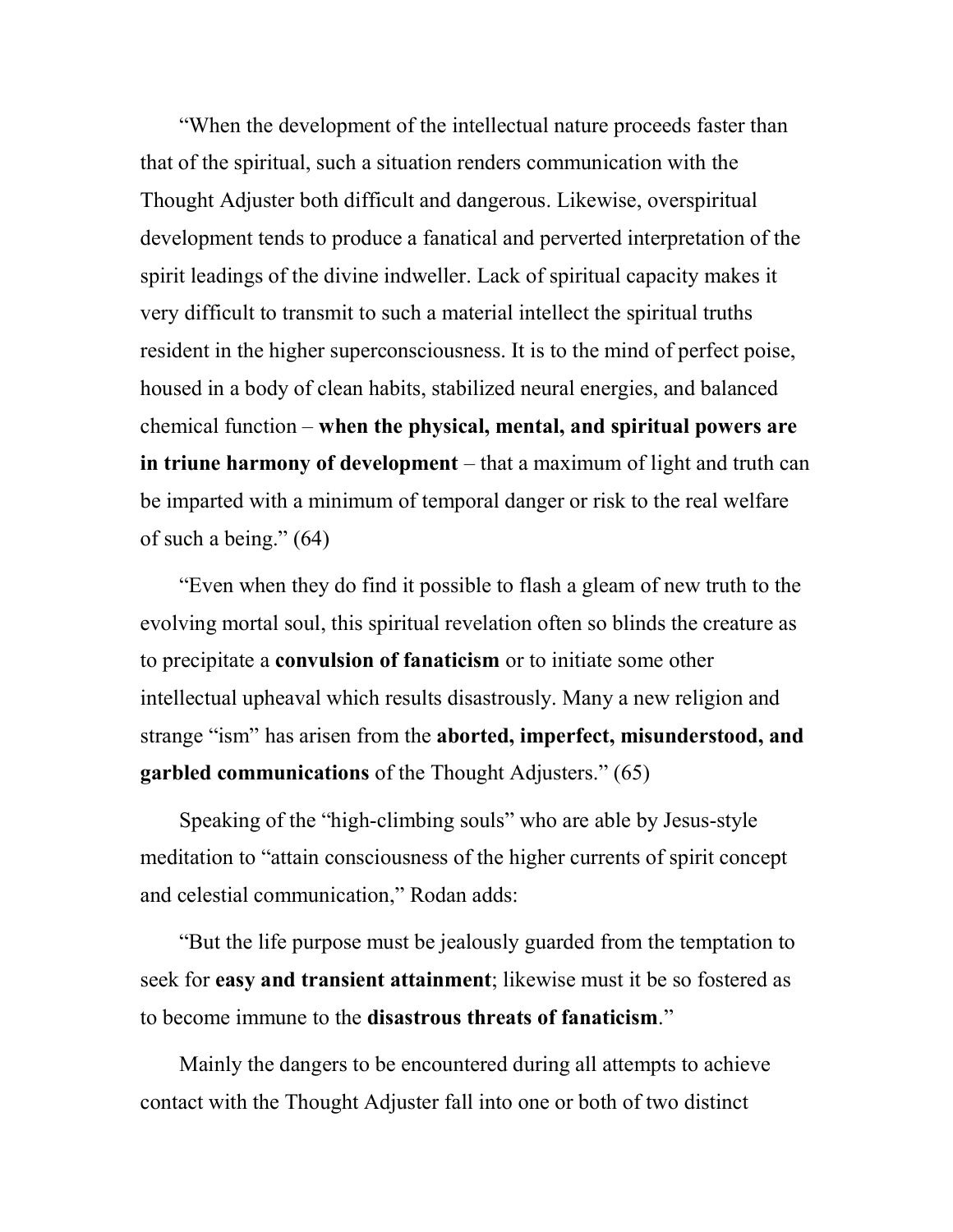“When the development of the intellectual nature proceeds faster than that of the spiritual, such a situation renders communication with the Thought Adjuster both difficult and dangerous. Likewise, overspiritual development tends to produce a fanatical and perverted interpretation of the spirit leadings of the divine indweller. Lack of spiritual capacity makes it very difficult to transmit to such a material intellect the spiritual truths resident in the higher superconsciousness. It is to the mind of perfect poise, housed in a body of clean habits, stabilized neural energies, and balanced chemical function – **when the physical, mental, and spiritual powers are in triune harmony of development** – that a maximum of light and truth can be imparted with a minimum of temporal danger or risk to the real welfare of such a being.” (64)

“Even when they do find it possible to flash a gleam of new truth to the evolving mortal soul, this spiritual revelation often so blinds the creature as to precipitate a **convulsion of fanaticism** or to initiate some other intellectual upheaval which results disastrously. Many a new religion and strange “ism” has arisen from the **aborted, imperfect, misunderstood, and garbled communications** of the Thought Adjusters.” (65)

Speaking of the “high-climbing souls” who are able by Jesus-style meditation to “attain consciousness of the higher currents of spirit concept and celestial communication,” Rodan adds:

“But the life purpose must be jealously guarded from the temptation to seek for **easy and transient attainment**; likewise must it be so fostered as to become immune to the **disastrous threats of fanaticism**.”

Mainly the dangers to be encountered during all attempts to achieve contact with the Thought Adjuster fall into one or both of two distinct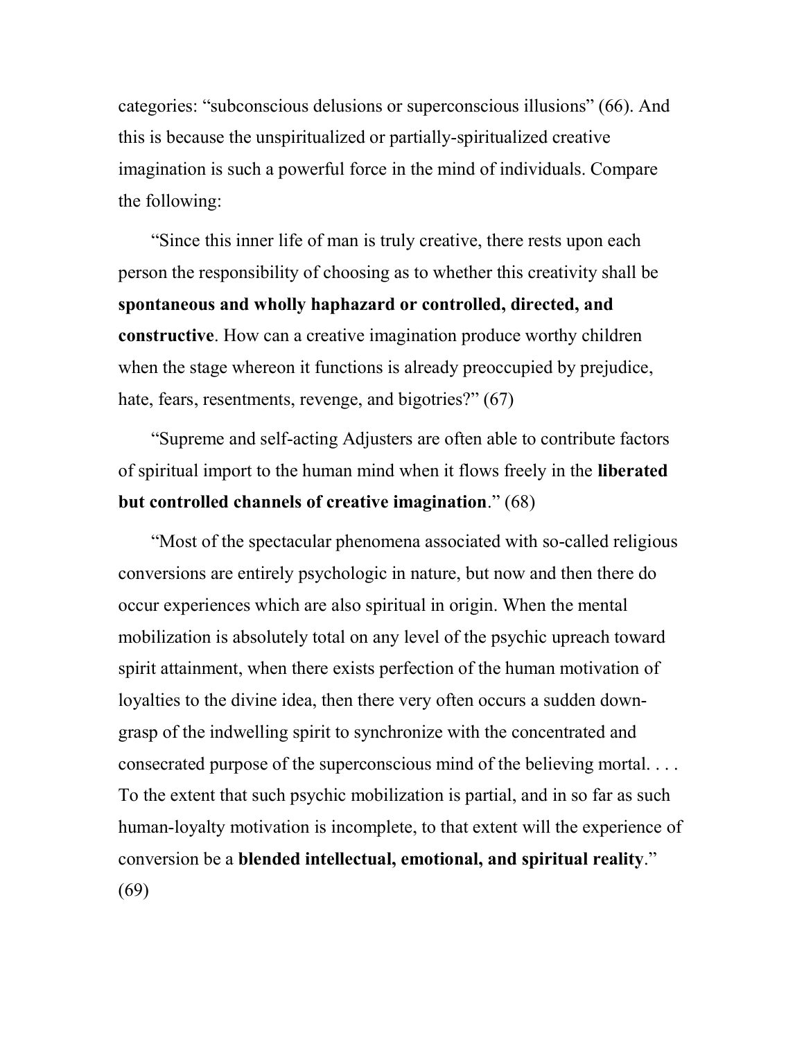categories: "subconscious delusions or superconscious illusions" (66). And this is because the unspiritualized or partially-spiritualized creative imagination is such a powerful force in the mind of individuals. Compare the following:

"Since this inner life of man is truly creative, there rests upon each person the responsibility of choosing as to whether this creativity shall be **spontaneous and wholly haphazard or controlled, directed, and constructive**. How can a creative imagination produce worthy children when the stage whereon it functions is already preoccupied by prejudice, hate, fears, resentments, revenge, and bigotries?" (67)

"Supreme and self-acting Adjusters are often able to contribute factors of spiritual import to the human mind when it flows freely in the **liberated but controlled channels of creative imagination**." (68)

"Most of the spectacular phenomena associated with so-called religious conversions are entirely psychologic in nature, but now and then there do occur experiences which are also spiritual in origin. When the mental mobilization is absolutely total on any level of the psychic upreach toward spirit attainment, when there exists perfection of the human motivation of loyalties to the divine idea, then there very often occurs a sudden down-grasp of the indwelling spirit to synchronize with the concentrated and consecrated purpose of the superconscious mind of the believing mortal. . . . To the extent that such psychic mobilization is partial, and in so far as such human-loyalty motivation is incomplete, to that extent will the experience of conversion be a **blended intellectual, emotional, and spiritual reality**." (69)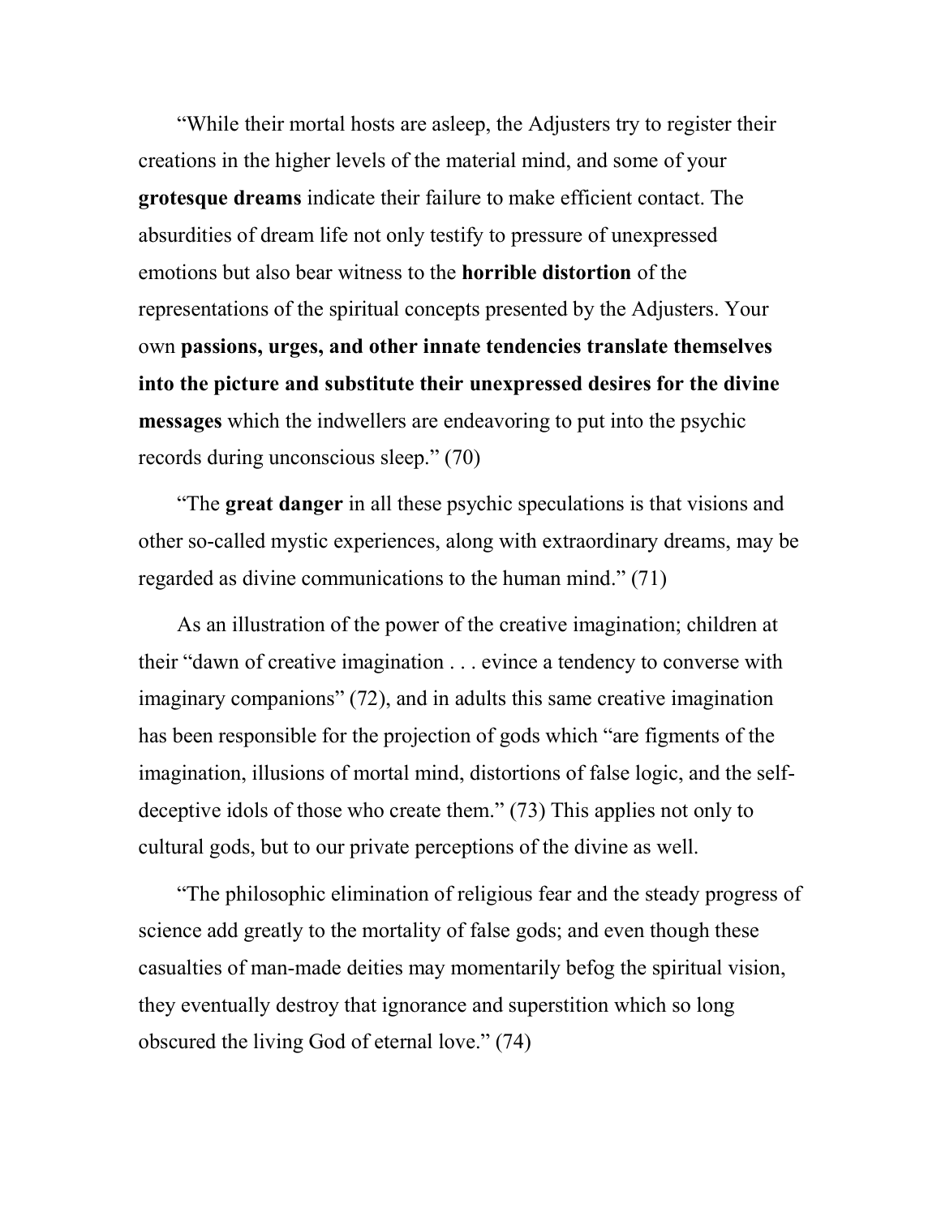"While their mortal hosts are asleep, the Adjusters try to register their creations in the higher levels of the material mind, and some of your **grotesque dreams** indicate their failure to make efficient contact. The absurdities of dream life not only testify to pressure of unexpressed emotions but also bear witness to the **horrible distortion** of the representations of the spiritual concepts presented by the Adjusters. Your own **passions, urges, and other innate tendencies translate themselves into the picture and substitute their unexpressed desires for the divine messages** which the indwellers are endeavoring to put into the psychic records during unconscious sleep." (70)

"The **great danger** in all these psychic speculations is that visions and other so-called mystic experiences, along with extraordinary dreams, may be regarded as divine communications to the human mind." (71)

As an illustration of the power of the creative imagination; children at their "dawn of creative imagination . . . evince a tendency to converse with imaginary companions" (72), and in adults this same creative imagination has been responsible for the projection of gods which "are figments of the imagination, illusions of mortal mind, distortions of false logic, and the self-deceptive idols of those who create them." (73) This applies not only to cultural gods, but to our private perceptions of the divine as well.

"The philosophic elimination of religious fear and the steady progress of science add greatly to the mortality of false gods; and even though these casualties of man-made deities may momentarily befog the spiritual vision, they eventually destroy that ignorance and superstition which so long obscured the living God of eternal love." (74)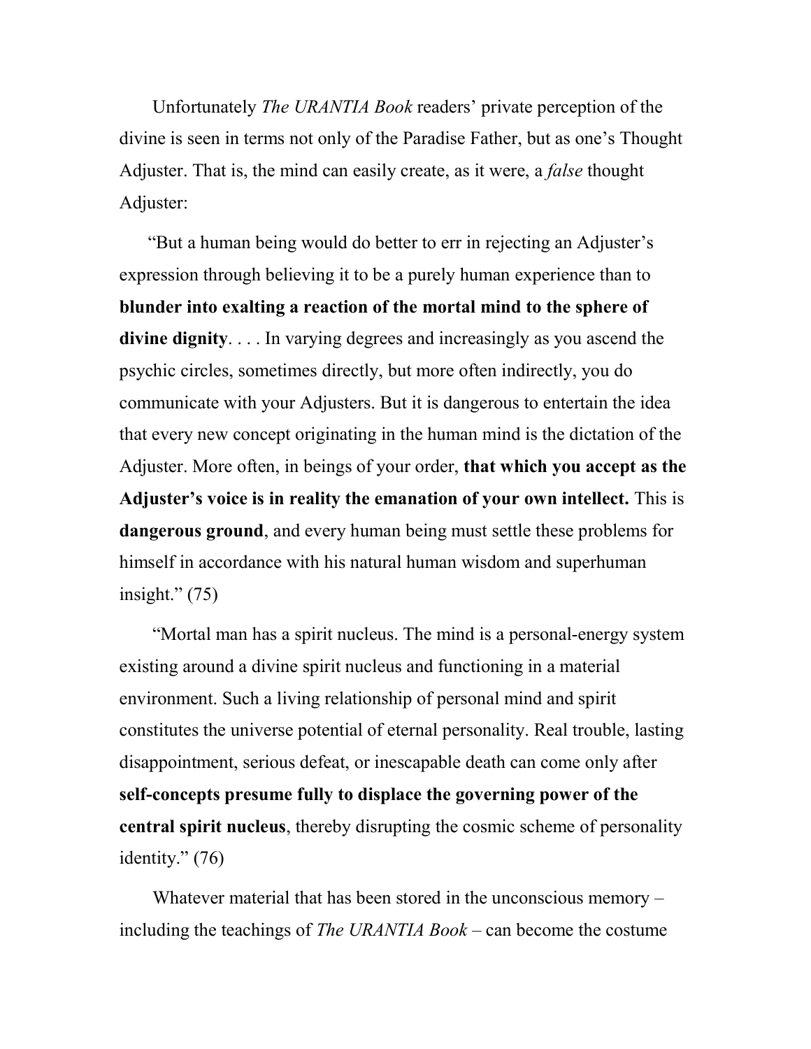Unfortunately *The URANTIA Book* readers' private perception of the divine is seen in terms not only of the Paradise Father, but as one's Thought Adjuster. That is, the mind can easily create, as it were, a *false* thought Adjuster:

"But a human being would do better to err in rejecting an Adjuster's expression through believing it to be a purely human experience than to **blunder into exalting a reaction of the mortal mind to the sphere of divine dignity**. . . . In varying degrees and increasingly as you ascend the psychic circles, sometimes directly, but more often indirectly, you do communicate with your Adjusters. But it is dangerous to entertain the idea that every new concept originating in the human mind is the dictation of the Adjuster. More often, in beings of your order, **that which you accept as the Adjuster's voice is in reality the emanation of your own intellect.** This is **dangerous ground**, and every human being must settle these problems for himself in accordance with his natural human wisdom and superhuman insight." (75)

"Mortal man has a spirit nucleus. The mind is a personal-energy system existing around a divine spirit nucleus and functioning in a material environment. Such a living relationship of personal mind and spirit constitutes the universe potential of eternal personality. Real trouble, lasting disappointment, serious defeat, or inescapable death can come only after **self-concepts presume fully to displace the governing power of the central spirit nucleus**, thereby disrupting the cosmic scheme of personality identity." (76)

Whatever material that has been stored in the unconscious memory – including the teachings of *The URANTIA Book* – can become the costume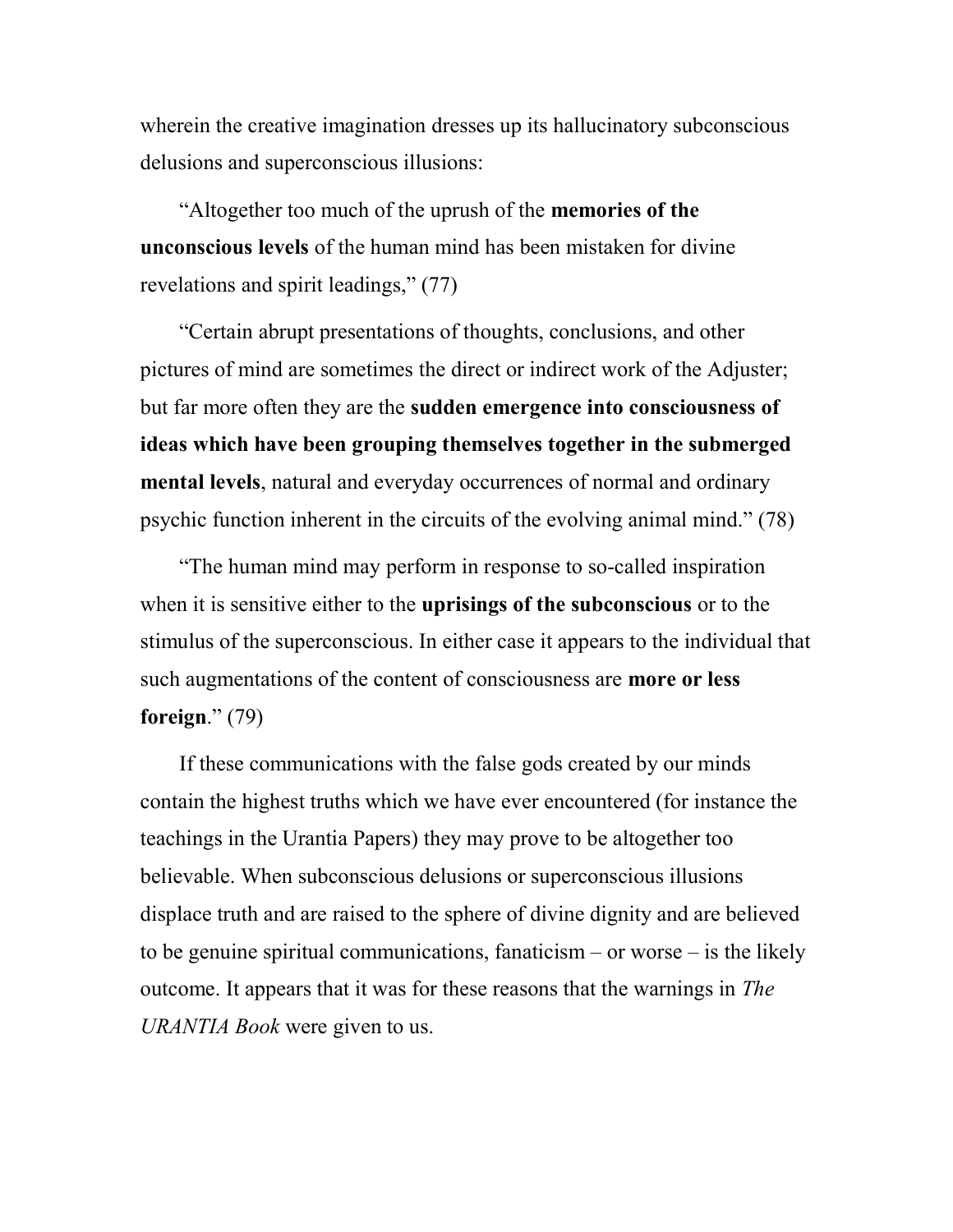wherein the creative imagination dresses up its hallucinatory subconscious delusions and superconscious illusions:

"Altogether too much of the uprush of the **memories of the unconscious levels** of the human mind has been mistaken for divine revelations and spirit leadings," (77)

"Certain abrupt presentations of thoughts, conclusions, and other pictures of mind are sometimes the direct or indirect work of the Adjuster; but far more often they are the **sudden emergence into consciousness of ideas which have been grouping themselves together in the submerged mental levels**, natural and everyday occurrences of normal and ordinary psychic function inherent in the circuits of the evolving animal mind." (78)

"The human mind may perform in response to so-called inspiration when it is sensitive either to the **uprisings of the subconscious** or to the stimulus of the superconscious. In either case it appears to the individual that such augmentations of the content of consciousness are **more or less foreign**." (79)

If these communications with the false gods created by our minds contain the highest truths which we have ever encountered (for instance the teachings in the Urantia Papers) they may prove to be altogether too believable. When subconscious delusions or superconscious illusions displace truth and are raised to the sphere of divine dignity and are believed to be genuine spiritual communications, fanaticism – or worse – is the likely outcome. It appears that it was for these reasons that the warnings in *The URANTIA Book* were given to us.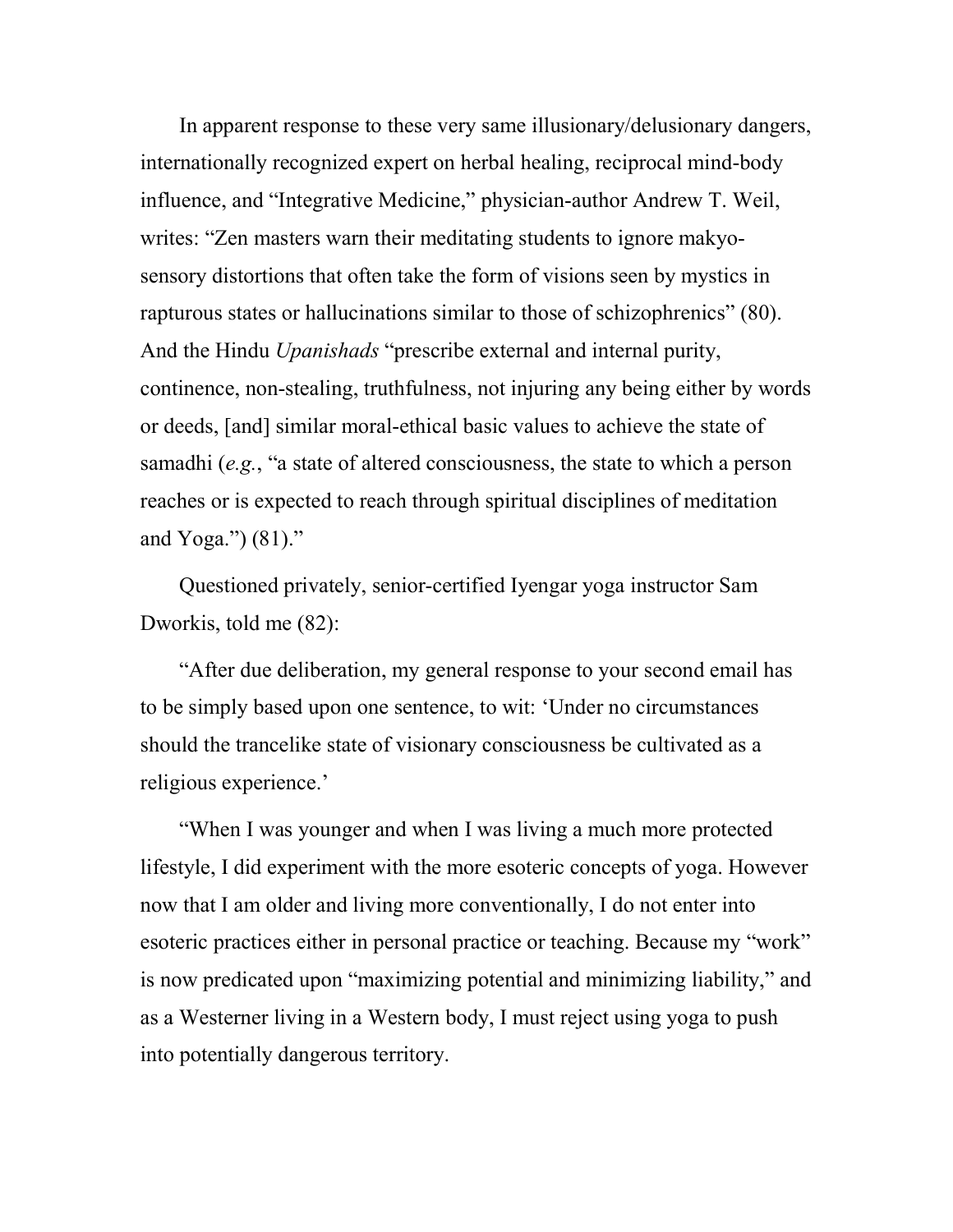In apparent response to these very same illusionary/delusionary dangers, internationally recognized expert on herbal healing, reciprocal mind-body influence, and "Integrative Medicine," physician-author Andrew T. Weil, writes: "Zen masters warn their meditating students to ignore makyo-sensory distortions that often take the form of visions seen by mystics in rapturous states or hallucinations similar to those of schizophrenics" (80). And the Hindu *Upanishads* "prescribe external and internal purity, continence, non-stealing, truthfulness, not injuring any being either by words or deeds, [and] similar moral-ethical basic values to achieve the state of samadhi (*e.g.*, "a state of altered consciousness, the state to which a person reaches or is expected to reach through spiritual disciplines of meditation and Yoga.") (81)."

Questioned privately, senior-certified Iyengar yoga instructor Sam Dworkis, told me (82):

"After due deliberation, my general response to your second email has to be simply based upon one sentence, to wit: 'Under no circumstances should the trancelike state of visionary consciousness be cultivated as a religious experience.'

"When I was younger and when I was living a much more protected lifestyle, I did experiment with the more esoteric concepts of yoga. However now that I am older and living more conventionally, I do not enter into esoteric practices either in personal practice or teaching. Because my "work" is now predicated upon "maximizing potential and minimizing liability," and as a Westerner living in a Western body, I must reject using yoga to push into potentially dangerous territory.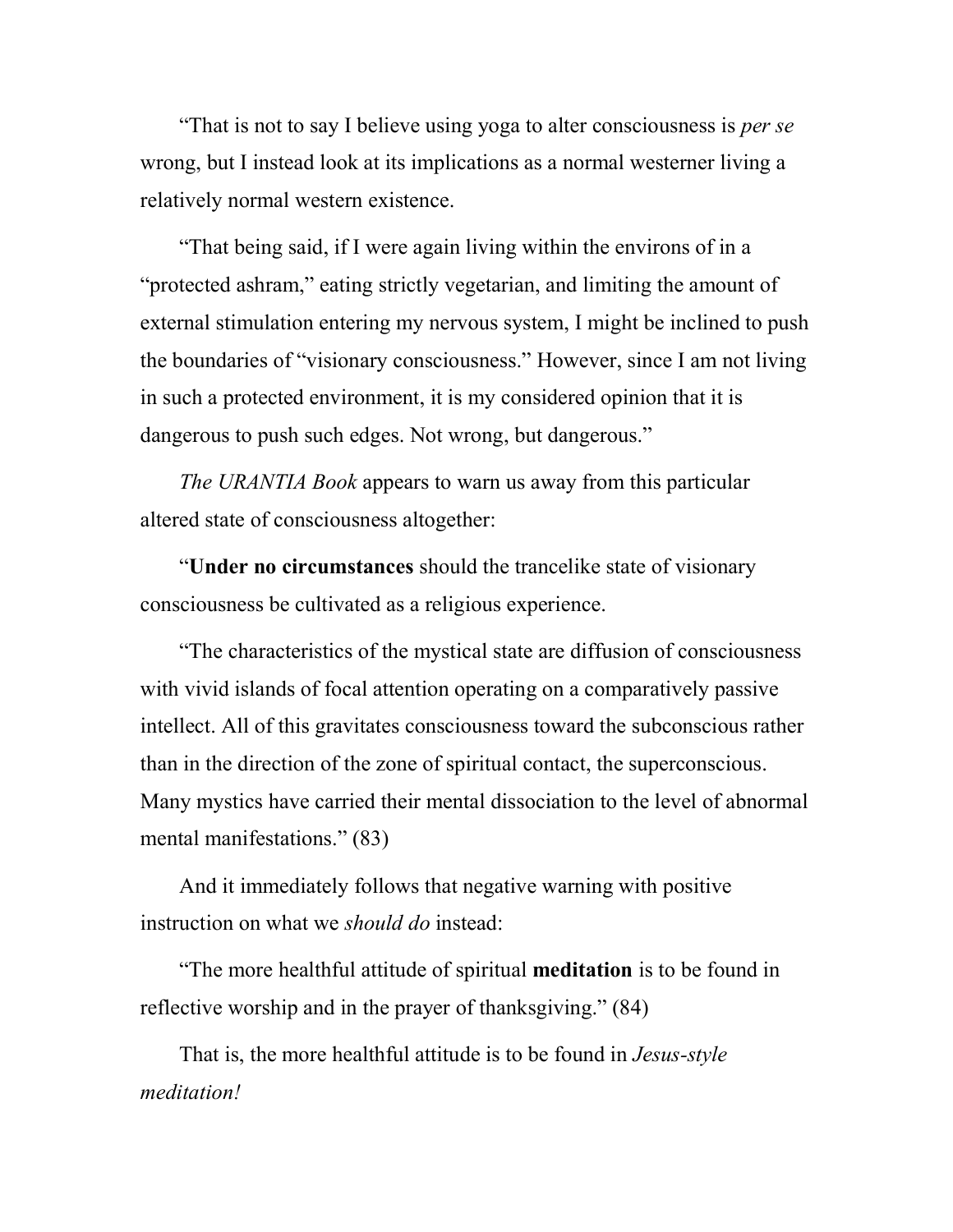"That is not to say I believe using yoga to alter consciousness is *per se* wrong, but I instead look at its implications as a normal westerner living a relatively normal western existence.

"That being said, if I were again living within the environs of in a "protected ashram," eating strictly vegetarian, and limiting the amount of external stimulation entering my nervous system, I might be inclined to push the boundaries of "visionary consciousness." However, since I am not living in such a protected environment, it is my considered opinion that it is dangerous to push such edges. Not wrong, but dangerous."

*The URANTIA Book* appears to warn us away from this particular altered state of consciousness altogether:

"**Under no circumstances** should the trancelike state of visionary consciousness be cultivated as a religious experience.

"The characteristics of the mystical state are diffusion of consciousness with vivid islands of focal attention operating on a comparatively passive intellect. All of this gravitates consciousness toward the subconscious rather than in the direction of the zone of spiritual contact, the superconscious. Many mystics have carried their mental dissociation to the level of abnormal mental manifestations." (83)

And it immediately follows that negative warning with positive instruction on what we *should do* instead:

"The more healthful attitude of spiritual **meditation** is to be found in reflective worship and in the prayer of thanksgiving." (84)

That is, the more healthful attitude is to be found in *Jesus-style meditation!*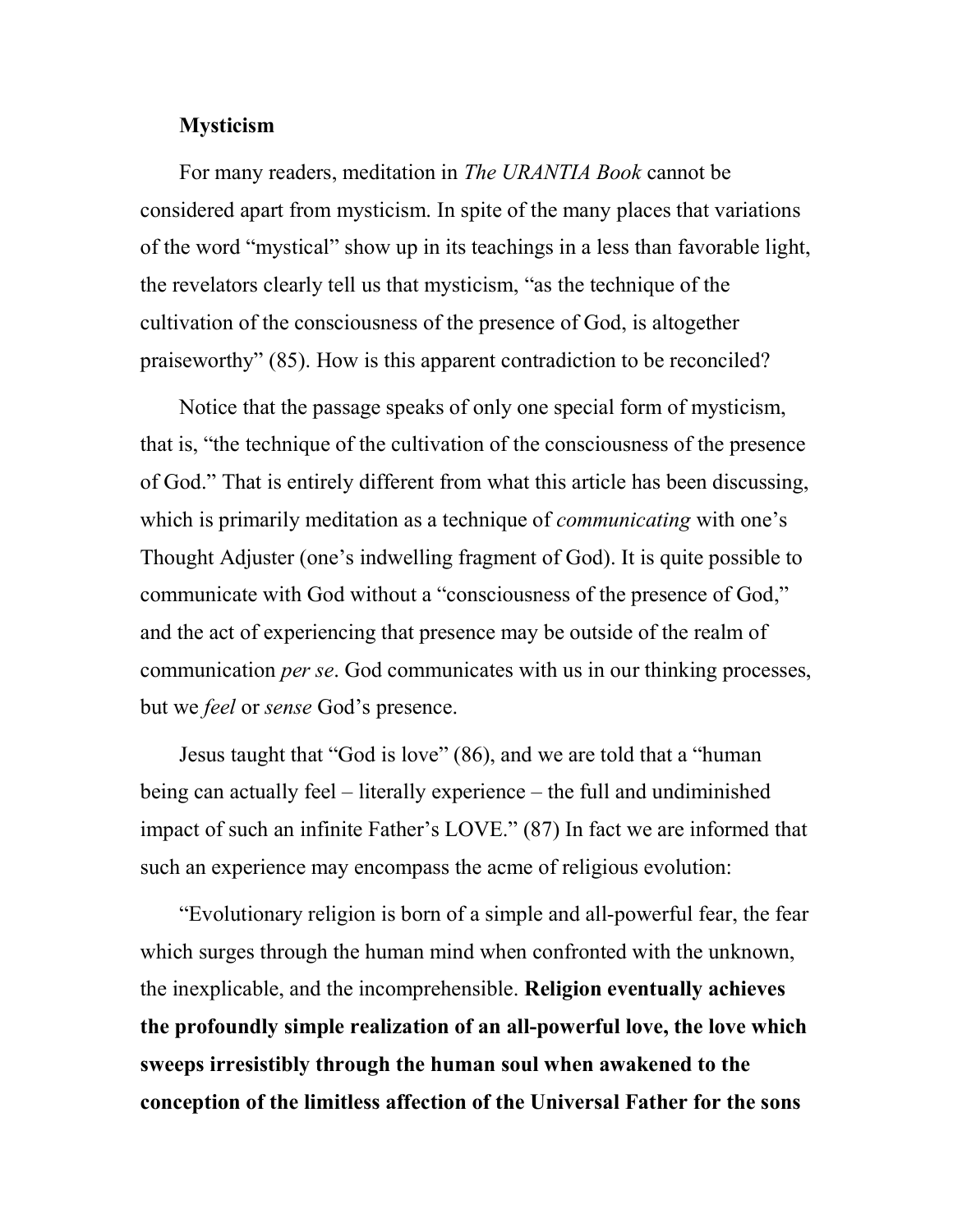### Mysticism

For many readers, meditation in *The URANTIA Book* cannot be considered apart from mysticism. In spite of the many places that variations of the word "mystical" show up in its teachings in a less than favorable light, the revelators clearly tell us that mysticism, "as the technique of the cultivation of the consciousness of the presence of God, is altogether praiseworthy" (85). How is this apparent contradiction to be reconciled?

Notice that the passage speaks of only one special form of mysticism, that is, "the technique of the cultivation of the consciousness of the presence of God." That is entirely different from what this article has been discussing, which is primarily meditation as a technique of *communicating* with one's Thought Adjuster (one's indwelling fragment of God). It is quite possible to communicate with God without a "consciousness of the presence of God," and the act of experiencing that presence may be outside of the realm of communication *per se*. God communicates with us in our thinking processes, but we *feel* or *sense* God's presence.

Jesus taught that "God is love" (86), and we are told that a "human being can actually feel – literally experience – the full and undiminished impact of such an infinite Father's LOVE." (87) In fact we are informed that such an experience may encompass the acme of religious evolution:

"Evolutionary religion is born of a simple and all-powerful fear, the fear which surges through the human mind when confronted with the unknown, the inexplicable, and the incomprehensible. **Religion eventually achieves the profoundly simple realization of an all-powerful love, the love which sweeps irresistibly through the human soul when awakened to the conception of the limitless affection of the Universal Father for the sons**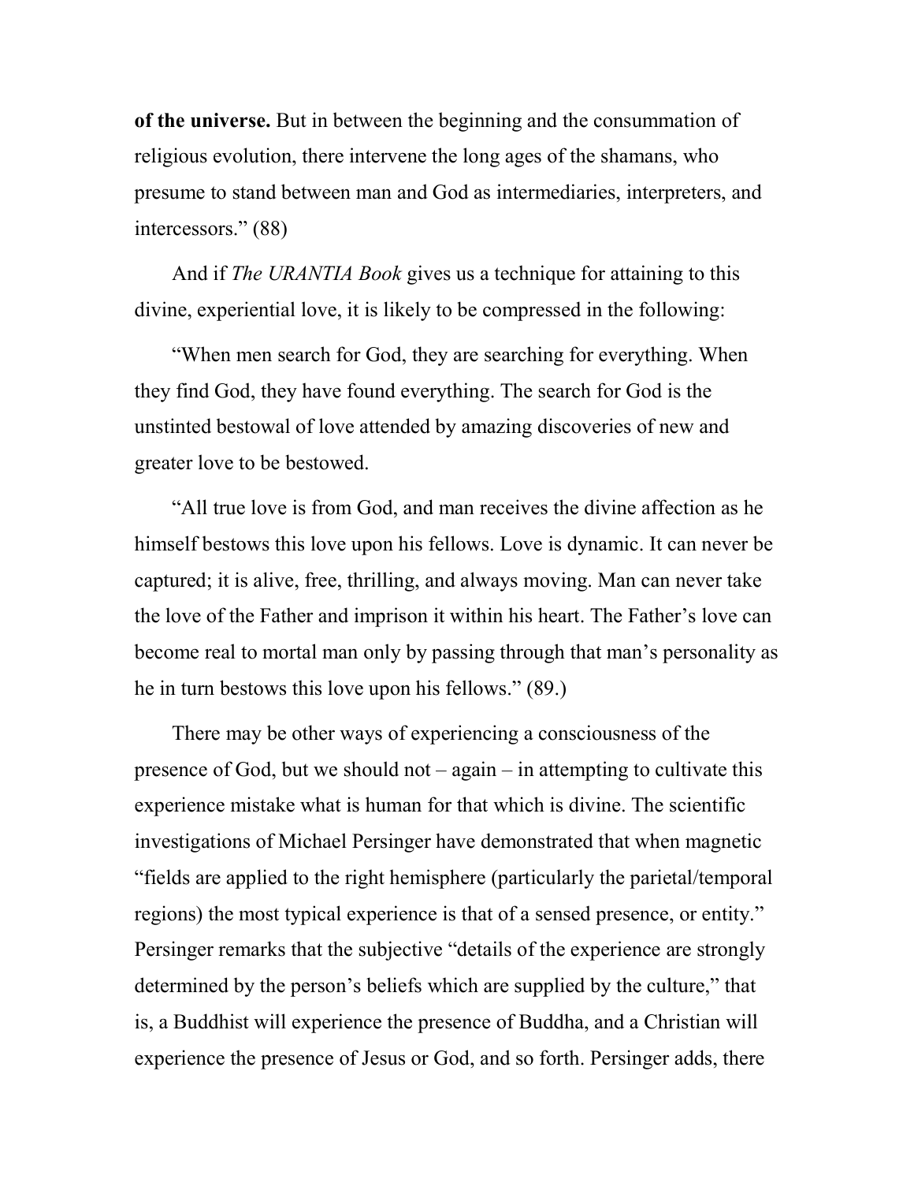**of the universe.** But in between the beginning and the consummation of religious evolution, there intervene the long ages of the shamans, who presume to stand between man and God as intermediaries, interpreters, and intercessors." (88)

And if *The URANTIA Book* gives us a technique for attaining to this divine, experiential love, it is likely to be compressed in the following:

"When men search for God, they are searching for everything. When they find God, they have found everything. The search for God is the unstinted bestowal of love attended by amazing discoveries of new and greater love to be bestowed.

"All true love is from God, and man receives the divine affection as he himself bestows this love upon his fellows. Love is dynamic. It can never be captured; it is alive, free, thrilling, and always moving. Man can never take the love of the Father and imprison it within his heart. The Father's love can become real to mortal man only by passing through that man's personality as he in turn bestows this love upon his fellows." (89.)

There may be other ways of experiencing a consciousness of the presence of God, but we should not – again – in attempting to cultivate this experience mistake what is human for that which is divine. The scientific investigations of Michael Persinger have demonstrated that when magnetic "fields are applied to the right hemisphere (particularly the parietal/temporal regions) the most typical experience is that of a sensed presence, or entity." Persinger remarks that the subjective "details of the experience are strongly determined by the person's beliefs which are supplied by the culture," that is, a Buddhist will experience the presence of Buddha, and a Christian will experience the presence of Jesus or God, and so forth. Persinger adds, there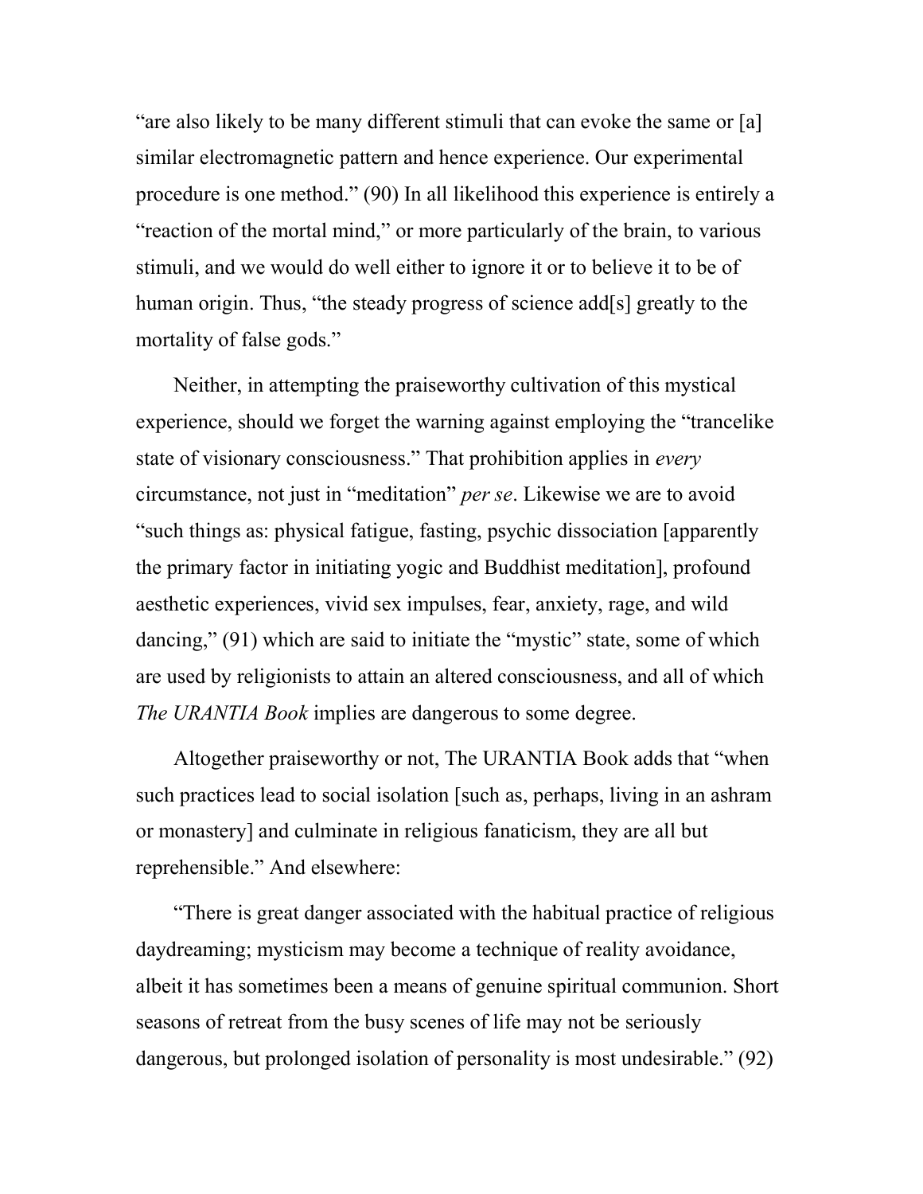"are also likely to be many different stimuli that can evoke the same or [a] similar electromagnetic pattern and hence experience. Our experimental procedure is one method." (90) In all likelihood this experience is entirely a "reaction of the mortal mind," or more particularly of the brain, to various stimuli, and we would do well either to ignore it or to believe it to be of human origin. Thus, "the steady progress of science add[s] greatly to the mortality of false gods."

Neither, in attempting the praiseworthy cultivation of this mystical experience, should we forget the warning against employing the "trancelike state of visionary consciousness." That prohibition applies in *every* circumstance, not just in "meditation" *per se*. Likewise we are to avoid "such things as: physical fatigue, fasting, psychic dissociation [apparently the primary factor in initiating yogic and Buddhist meditation], profound aesthetic experiences, vivid sex impulses, fear, anxiety, rage, and wild dancing," (91) which are said to initiate the "mystic" state, some of which are used by religionists to attain an altered consciousness, and all of which *The URANTIA Book* implies are dangerous to some degree.

Altogether praiseworthy or not, The URANTIA Book adds that "when such practices lead to social isolation [such as, perhaps, living in an ashram or monastery] and culminate in religious fanaticism, they are all but reprehensible." And elsewhere:

"There is great danger associated with the habitual practice of religious daydreaming; mysticism may become a technique of reality avoidance, albeit it has sometimes been a means of genuine spiritual communion. Short seasons of retreat from the busy scenes of life may not be seriously dangerous, but prolonged isolation of personality is most undesirable." (92)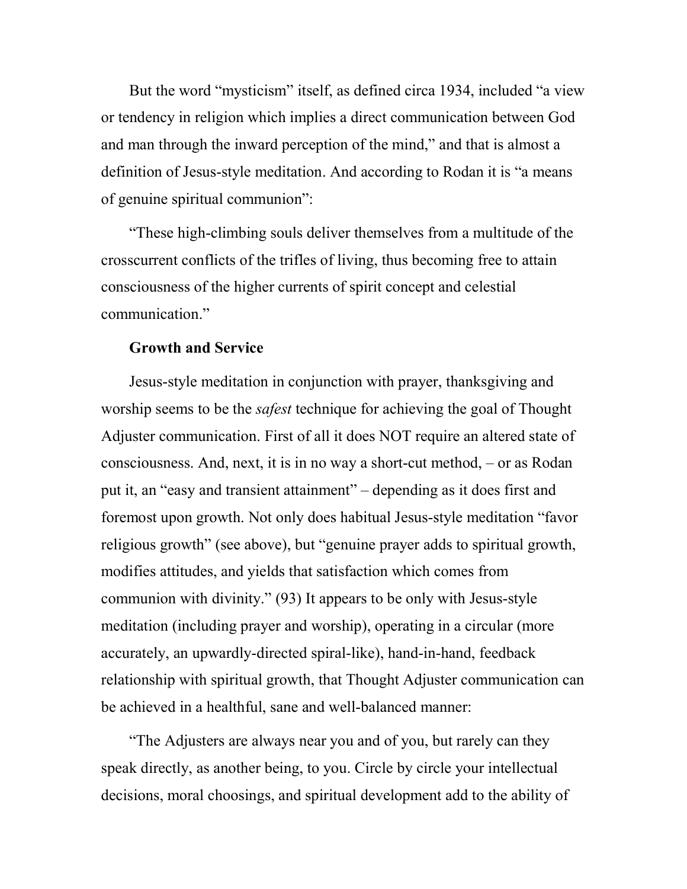But the word “mysticism” itself, as defined circa 1934, included “a view or tendency in religion which implies a direct communication between God and man through the inward perception of the mind,” and that is almost a definition of Jesus-style meditation. And according to Rodan it is “a means of genuine spiritual communion”:

“These high-climbing souls deliver themselves from a multitude of the crosscurrent conflicts of the trifles of living, thus becoming free to attain consciousness of the higher currents of spirit concept and celestial communication.”

**Growth and Service**

Jesus-style meditation in conjunction with prayer, thanksgiving and worship seems to be the *safest* technique for achieving the goal of Thought Adjuster communication. First of all it does NOT require an altered state of consciousness. And, next, it is in no way a short-cut method, – or as Rodan put it, an “easy and transient attainment” – depending as it does first and foremost upon growth. Not only does habitual Jesus-style meditation “favor religious growth” (see above), but “genuine prayer adds to spiritual growth, modifies attitudes, and yields that satisfaction which comes from communion with divinity.” (93) It appears to be only with Jesus-style meditation (including prayer and worship), operating in a circular (more accurately, an upwardly-directed spiral-like), hand-in-hand, feedback relationship with spiritual growth, that Thought Adjuster communication can be achieved in a healthful, sane and well-balanced manner:

“The Adjusters are always near you and of you, but rarely can they speak directly, as another being, to you. Circle by circle your intellectual decisions, moral choosings, and spiritual development add to the ability of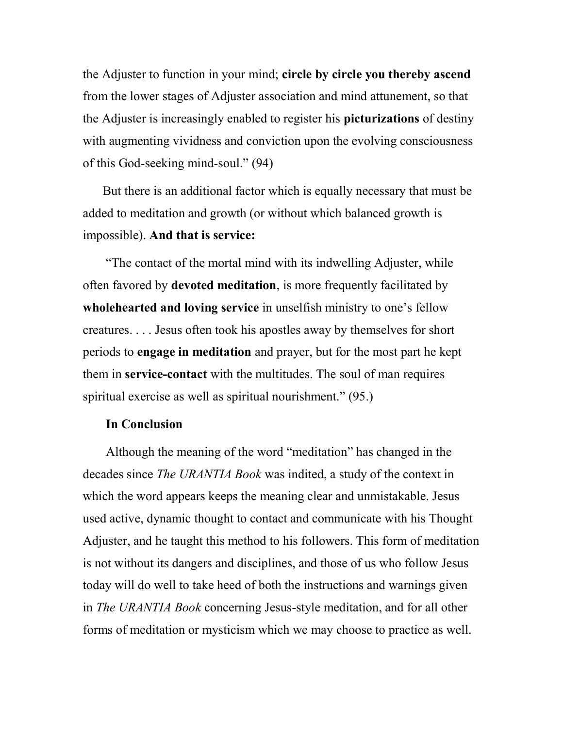the Adjuster to function in your mind; **circle by circle you thereby ascend** from the lower stages of Adjuster association and mind attunement, so that the Adjuster is increasingly enabled to register his **picturizations** of destiny with augmenting vividness and conviction upon the evolving consciousness of this God-seeking mind-soul." (94)

But there is an additional factor which is equally necessary that must be added to meditation and growth (or without which balanced growth is impossible). **And that is service:**

"The contact of the mortal mind with its indwelling Adjuster, while often favored by **devoted meditation**, is more frequently facilitated by **wholehearted and loving service** in unselfish ministry to one's fellow creatures. . . . Jesus often took his apostles away by themselves for short periods to **engage in meditation** and prayer, but for the most part he kept them in **service-contact** with the multitudes. The soul of man requires spiritual exercise as well as spiritual nourishment." (95.)

## In Conclusion

Although the meaning of the word "meditation" has changed in the decades since *The URANTIA Book* was indited, a study of the context in which the word appears keeps the meaning clear and unmistakable. Jesus used active, dynamic thought to contact and communicate with his Thought Adjuster, and he taught this method to his followers. This form of meditation is not without its dangers and disciplines, and those of us who follow Jesus today will do well to take heed of both the instructions and warnings given in *The URANTIA Book* concerning Jesus-style meditation, and for all other forms of meditation or mysticism which we may choose to practice as well.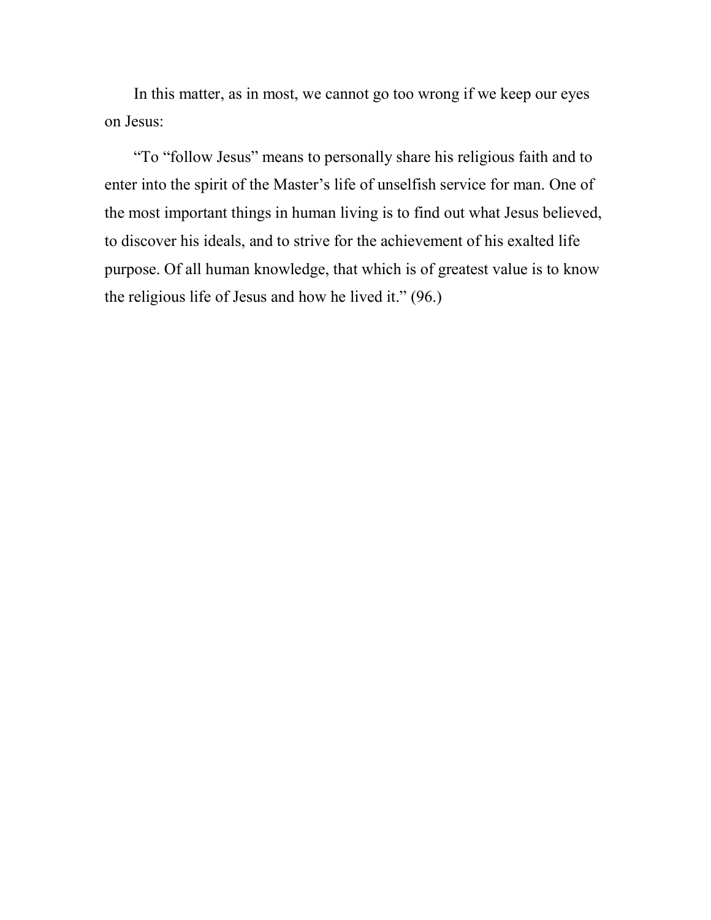In this matter, as in most, we cannot go too wrong if we keep our eyes on Jesus:

“To “follow Jesus” means to personally share his religious faith and to enter into the spirit of the Master’s life of unselfish service for man. One of the most important things in human living is to find out what Jesus believed, to discover his ideals, and to strive for the achievement of his exalted life purpose. Of all human knowledge, that which is of greatest value is to know the religious life of Jesus and how he lived it.” (96.)